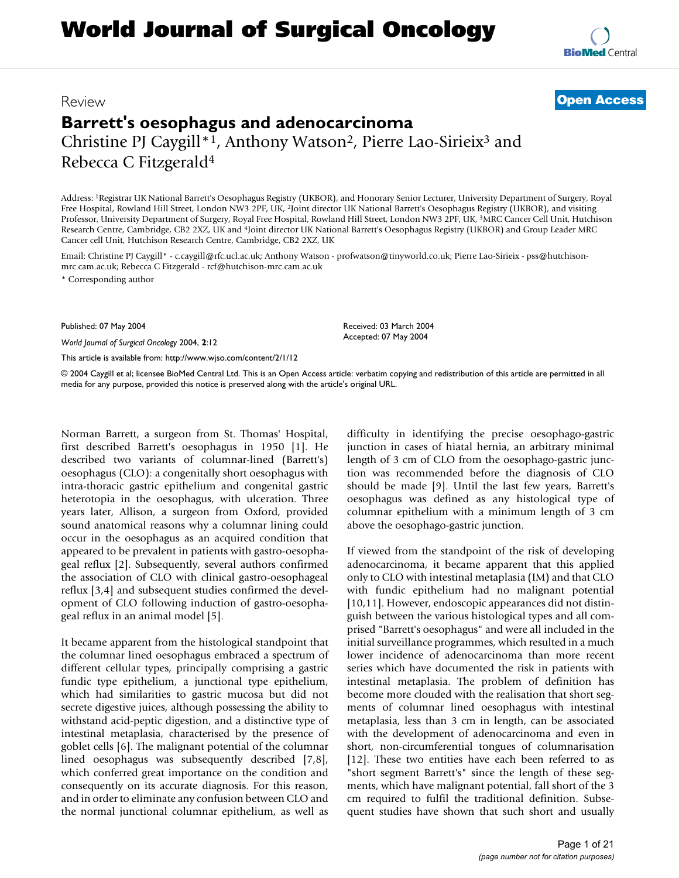# World Journal of Surgical Oncology

Review

**Open Access**

# Barrett's oesophagus and adenocarcinoma

Christine PJ Caygill*[1], Anthony Watson[2], Pierre Lao-Sirieix[3] and Rebecca C Fitzgerald[4]

Address: [1]Registrar UK National Barrett's Oesophagus Registry (UKBOR), and Honorary Senior Lecturer, University Department of Surgery, Royal Free Hospital, Rowland Hill Street, London NW3 2PF, UK, [2]Joint director UK National Barrett's Oesophagus Registry (UKBOR), and visiting Professor, University Department of Surgery, Royal Free Hospital, Rowland Hill Street, London NW3 2PF, UK, [3]MRC Cancer Cell Unit, Hutchison Research Centre, Cambridge, CB2 2XZ, UK and [4]Joint director UK National Barrett's Oesophagus Registry (UKBOR) and Group Leader MRC Cancer cell Unit, Hutchison Research Centre, Cambridge, CB2 2XZ, UK

Email: Christine PJ Caygill* - c.caygill@rfc.ucl.ac.uk; Anthony Watson - profwatson@tinyworld.co.uk; Pierre Lao-Sirieix - pss@hutchison-mrc.cam.ac.uk; Rebecca C Fitzgerald - rcf@hutchison-mrc.cam.ac.uk

* Corresponding author

Published: 07 May 2004

*World Journal of Surgical Oncology* 2004, **2**:12

This article is available from: http://www.wjso.com/content/2/1/12

Received: 03 March 2004
Accepted: 07 May 2004

© 2004 Caygill et al; licensee BioMed Central Ltd. This is an Open Access article: verbatim copying and redistribution of this article are permitted in all media for any purpose, provided this notice is preserved along with the article's original URL.

Norman Barrett, a surgeon from St. Thomas' Hospital, first described Barrett's oesophagus in 1950 [1]. He described two variants of columnar-lined (Barrett's) oesophagus (CLO): a congenitally short oesophagus with intra-thoracic gastric epithelium and congenital gastric heterotopia in the oesophagus, with ulceration. Three years later, Allison, a surgeon from Oxford, provided sound anatomical reasons why a columnar lining could occur in the oesophagus as an acquired condition that appeared to be prevalent in patients with gastro-oesophageal reflux [2]. Subsequently, several authors confirmed the association of CLO with clinical gastro-oesophageal reflux [3,4] and subsequent studies confirmed the development of CLO following induction of gastro-oesophageal reflux in an animal model [5].

It became apparent from the histological standpoint that the columnar lined oesophagus embraced a spectrum of different cellular types, principally comprising a gastric fundic type epithelium, a junctional type epithelium, which had similarities to gastric mucosa but did not secrete digestive juices, although possessing the ability to withstand acid-peptic digestion, and a distinctive type of intestinal metaplasia, characterised by the presence of goblet cells [6]. The malignant potential of the columnar lined oesophagus was subsequently described [7,8], which conferred great importance on the condition and consequently on its accurate diagnosis. For this reason, and in order to eliminate any confusion between CLO and the normal junctional columnar epithelium, as well as difficulty in identifying the precise oesophago-gastric junction in cases of hiatal hernia, an arbitrary minimal length of 3 cm of CLO from the oesophago-gastric junction was recommended before the diagnosis of CLO should be made [9]. Until the last few years, Barrett's oesophagus was defined as any histological type of columnar epithelium with a minimum length of 3 cm above the oesophago-gastric junction.

If viewed from the standpoint of the risk of developing adenocarcinoma, it became apparent that this applied only to CLO with intestinal metaplasia (IM) and that CLO with fundic epithelium had no malignant potential [10,11]. However, endoscopic appearances did not distinguish between the various histological types and all comprised "Barrett's oesophagus" and were all included in the initial surveillance programmes, which resulted in a much lower incidence of adenocarcinoma than more recent series which have documented the risk in patients with intestinal metaplasia. The problem of definition has become more clouded with the realisation that short segments of columnar lined oesophagus with intestinal metaplasia, less than 3 cm in length, can be associated with the development of adenocarcinoma and even in short, non-circumferential tongues of columnarisation [12]. These two entities have each been referred to as "short segment Barrett's" since the length of these segments, which have malignant potential, fall short of the 3 cm required to fulfil the traditional definition. Subsequent studies have shown that such short and usually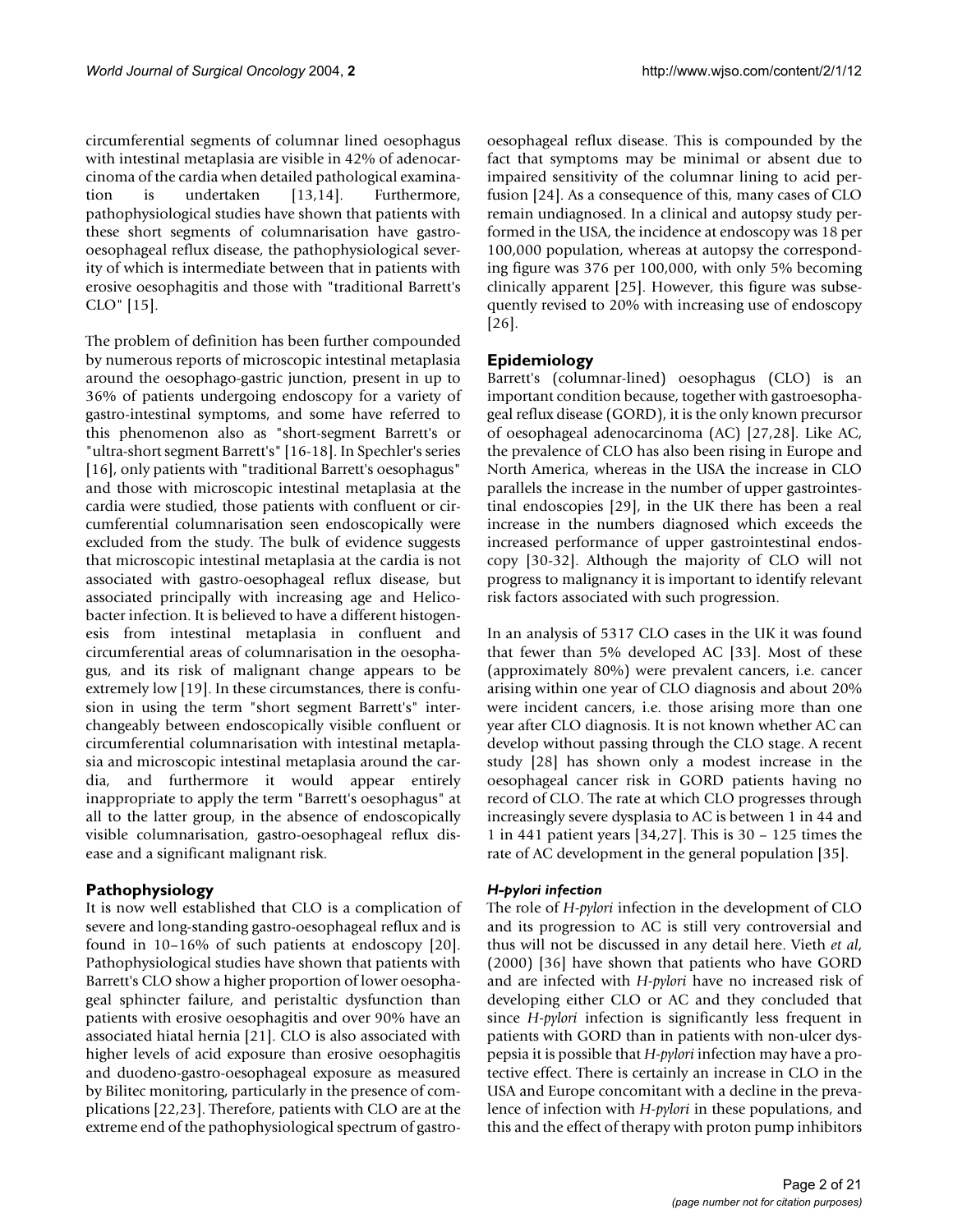circumferential segments of columnar lined oesophagus with intestinal metaplasia are visible in 42% of adenocarcinoma of the cardia when detailed pathological examination is undertaken [13,14]. Furthermore, pathophysiological studies have shown that patients with these short segments of columnarisation have gastro-oesophageal reflux disease, the pathophysiological severity of which is intermediate between that in patients with erosive oesophagitis and those with "traditional Barrett's CLO" [15].

The problem of definition has been further compounded by numerous reports of microscopic intestinal metaplasia around the oesophago-gastric junction, present in up to 36% of patients undergoing endoscopy for a variety of gastro-intestinal symptoms, and some have referred to this phenomenon also as "short-segment Barrett's or "ultra-short segment Barrett's" [16-18]. In Spechler's series [16], only patients with "traditional Barrett's oesophagus" and those with microscopic intestinal metaplasia at the cardia were studied, those patients with confluent or circumferential columnarisation seen endoscopically were excluded from the study. The bulk of evidence suggests that microscopic intestinal metaplasia at the cardia is not associated with gastro-oesophageal reflux disease, but associated principally with increasing age and Helicobacter infection. It is believed to have a different histogenesis from intestinal metaplasia in confluent and circumferential areas of columnarisation in the oesophagus, and its risk of malignant change appears to be extremely low [19]. In these circumstances, there is confusion in using the term "short segment Barrett's" interchangeably between endoscopically visible confluent or circumferential columnarisation with intestinal metaplasia and microscopic intestinal metaplasia around the cardia, and furthermore it would appear entirely inappropriate to apply the term "Barrett's oesophagus" at all to the latter group, in the absence of endoscopically visible columnarisation, gastro-oesophageal reflux disease and a significant malignant risk.

## Pathophysiology

It is now well established that CLO is a complication of severe and long-standing gastro-oesophageal reflux and is found in 10–16% of such patients at endoscopy [20]. Pathophysiological studies have shown that patients with Barrett's CLO show a higher proportion of lower oesophageal sphincter failure, and peristaltic dysfunction than patients with erosive oesophagitis and over 90% have an associated hiatal hernia [21]. CLO is also associated with higher levels of acid exposure than erosive oesophagitis and duodeno-gastro-oesophageal exposure as measured by Bilitec monitoring, particularly in the presence of complications [22,23]. Therefore, patients with CLO are at the extreme end of the pathophysiological spectrum of gastro-oesophageal reflux disease. This is compounded by the fact that symptoms may be minimal or absent due to impaired sensitivity of the columnar lining to acid perfusion [24]. As a consequence of this, many cases of CLO remain undiagnosed. In a clinical and autopsy study performed in the USA, the incidence at endoscopy was 18 per 100,000 population, whereas at autopsy the corresponding figure was 376 per 100,000, with only 5% becoming clinically apparent [25]. However, this figure was subsequently revised to 20% with increasing use of endoscopy [26].

## Epidemiology

Barrett's (columnar-lined) oesophagus (CLO) is an important condition because, together with gastroesophageal reflux disease (GORD), it is the only known precursor of oesophageal adenocarcinoma (AC) [27,28]. Like AC, the prevalence of CLO has also been rising in Europe and North America, whereas in the USA the increase in CLO parallels the increase in the number of upper gastrointestinal endoscopies [29], in the UK there has been a real increase in the numbers diagnosed which exceeds the increased performance of upper gastrointestinal endoscopy [30-32]. Although the majority of CLO will not progress to malignancy it is important to identify relevant risk factors associated with such progression.

In an analysis of 5317 CLO cases in the UK it was found that fewer than 5% developed AC [33]. Most of these (approximately 80%) were prevalent cancers, i.e. cancer arising within one year of CLO diagnosis and about 20% were incident cancers, i.e. those arising more than one year after CLO diagnosis. It is not known whether AC can develop without passing through the CLO stage. A recent study [28] has shown only a modest increase in the oesophageal cancer risk in GORD patients having no record of CLO. The rate at which CLO progresses through increasingly severe dysplasia to AC is between 1 in 44 and 1 in 441 patient years [34,27]. This is 30 – 125 times the rate of AC development in the general population [35].

### *H-pylori infection*

The role of *H-pylori* infection in the development of CLO and its progression to AC is still very controversial and thus will not be discussed in any detail here. Vieth *et al*, (2000) [36] have shown that patients who have GORD and are infected with *H-pylori* have no increased risk of developing either CLO or AC and they concluded that since *H-pylori* infection is significantly less frequent in patients with GORD than in patients with non-ulcer dyspepsia it is possible that *H-pylori* infection may have a protective effect. There is certainly an increase in CLO in the USA and Europe concomitant with a decline in the prevalence of infection with *H-pylori* in these populations, and this and the effect of therapy with proton pump inhibitors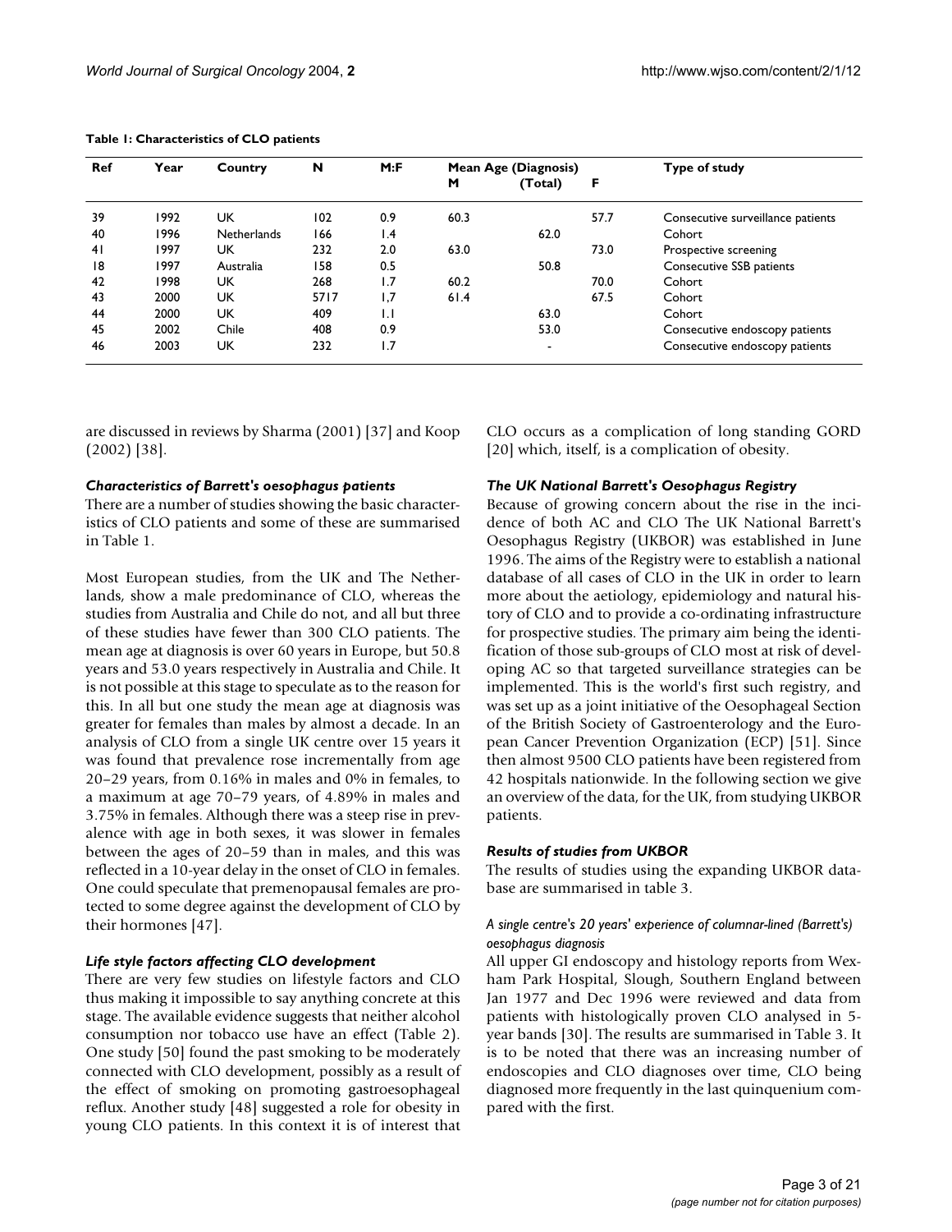**Table 1: Characteristics of CLO patients**

| Ref | Year | Country | N | M:F | Mean Age (Diagnosis) | | | Type of study |
|---|---|---|---|---|---|---|---|---|
| | | | | | M | (Total) | F | |
| 39 | 1992 | UK | 102 | 0.9 | 60.3 | | 57.7 | Consecutive surveillance patients |
| 40 | 1996 | Netherlands | 166 | 1.4 | | 62.0 | | Cohort |
| 41 | 1997 | UK | 232 | 2.0 | 63.0 | | 73.0 | Prospective screening |
| 18 | 1997 | Australia | 158 | 0.5 | | 50.8 | | Consecutive SSB patients |
| 42 | 1998 | UK | 268 | 1.7 | 60.2 | | 70.0 | Cohort |
| 43 | 2000 | UK | 5717 | 1,7 | 61.4 | | 67.5 | Cohort |
| 44 | 2000 | UK | 409 | 1.1 | | 63.0 | | Cohort |
| 45 | 2002 | Chile | 408 | 0.9 | | 53.0 | | Consecutive endoscopy patients |
| 46 | 2003 | UK | 232 | 1.7 | | - | | Consecutive endoscopy patients |

are discussed in reviews by Sharma (2001) [37] and Koop (2002) [38].

### *Characteristics of Barrett's oesophagus patients*

There are a number of studies showing the basic characteristics of CLO patients and some of these are summarised in Table 1.

Most European studies, from the UK and The Netherlands, show a male predominance of CLO, whereas the studies from Australia and Chile do not, and all but three of these studies have fewer than 300 CLO patients. The mean age at diagnosis is over 60 years in Europe, but 50.8 years and 53.0 years respectively in Australia and Chile. It is not possible at this stage to speculate as to the reason for this. In all but one study the mean age at diagnosis was greater for females than males by almost a decade. In an analysis of CLO from a single UK centre over 15 years it was found that prevalence rose incrementally from age 20–29 years, from 0.16% in males and 0% in females, to a maximum at age 70–79 years, of 4.89% in males and 3.75% in females. Although there was a steep rise in prevalence with age in both sexes, it was slower in females between the ages of 20–59 than in males, and this was reflected in a 10-year delay in the onset of CLO in females. One could speculate that premenopausal females are protected to some degree against the development of CLO by their hormones [47].

### *Life style factors affecting CLO development*

There are very few studies on lifestyle factors and CLO thus making it impossible to say anything concrete at this stage. The available evidence suggests that neither alcohol consumption nor tobacco use have an effect (Table 2). One study [50] found the past smoking to be moderately connected with CLO development, possibly as a result of the effect of smoking on promoting gastroesophageal reflux. Another study [48] suggested a role for obesity in young CLO patients. In this context it is of interest that CLO occurs as a complication of long standing GORD [20] which, itself, is a complication of obesity.

### *The UK National Barrett's Oesophagus Registry*

Because of growing concern about the rise in the incidence of both AC and CLO The UK National Barrett's Oesophagus Registry (UKBOR) was established in June 1996. The aims of the Registry were to establish a national database of all cases of CLO in the UK in order to learn more about the aetiology, epidemiology and natural history of CLO and to provide a co-ordinating infrastructure for prospective studies. The primary aim being the identification of those sub-groups of CLO most at risk of developing AC so that targeted surveillance strategies can be implemented. This is the world's first such registry, and was set up as a joint initiative of the Oesophageal Section of the British Society of Gastroenterology and the European Cancer Prevention Organization (ECP) [51]. Since then almost 9500 CLO patients have been registered from 42 hospitals nationwide. In the following section we give an overview of the data, for the UK, from studying UKBOR patients.

### *Results of studies from UKBOR*

The results of studies using the expanding UKBOR database are summarised in table 3.

#### *A single centre's 20 years' experience of columnar-lined (Barrett's) oesophagus diagnosis*

All upper GI endoscopy and histology reports from Wexham Park Hospital, Slough, Southern England between Jan 1977 and Dec 1996 were reviewed and data from patients with histologically proven CLO analysed in 5-year bands [30]. The results are summarised in Table 3. It is to be noted that there was an increasing number of endoscopies and CLO diagnoses over time, CLO being diagnosed more frequently in the last quinquenium compared with the first.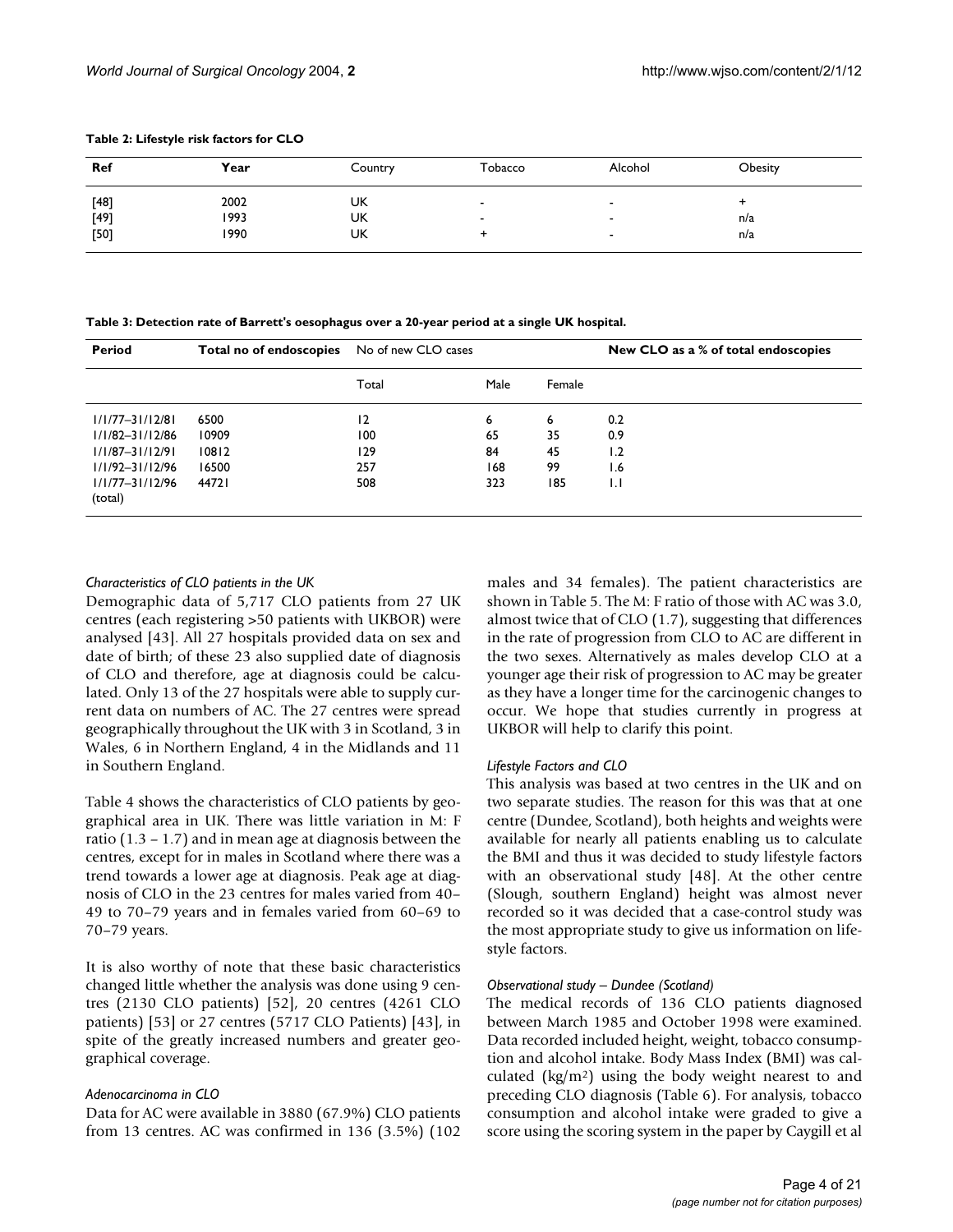**Table 2: Lifestyle risk factors for CLO**

| Ref | Year | Country | Tobacco | Alcohol | Obesity |
| --- | --- | --- | --- | --- | --- |
| [48] | 2002 | UK | - | - | + |
| [49] | 1993 | UK | - | - | n/a |
| [50] | 1990 | UK | + | - | n/a |

**Table 3: Detection rate of Barrett's oesophagus over a 20-year period at a single UK hospital.**

| Period | Total no of endoscopies | No of new CLO cases | | | New CLO as a % of total endoscopies |
| --- | --- | --- | --- | --- | --- |
| | | Total | Male | Female | |
| 1/1/77–31/12/81 | 6500 | 12 | 6 | 6 | 0.2 |
| 1/1/82–31/12/86 | 10909 | 100 | 65 | 35 | 0.9 |
| 1/1/87–31/12/91 | 10812 | 129 | 84 | 45 | 1.2 |
| 1/1/92–31/12/96 | 16500 | 257 | 168 | 99 | 1.6 |
| 1/1/77–31/12/96 (total) | 44721 | 508 | 323 | 185 | 1.1 |

*Characteristics of CLO patients in the UK*

Demographic data of 5,717 CLO patients from 27 UK centres (each registering >50 patients with UKBOR) were analysed [43]. All 27 hospitals provided data on sex and date of birth; of these 23 also supplied date of diagnosis of CLO and therefore, age at diagnosis could be calculated. Only 13 of the 27 hospitals were able to supply current data on numbers of AC. The 27 centres were spread geographically throughout the UK with 3 in Scotland, 3 in Wales, 6 in Northern England, 4 in the Midlands and 11 in Southern England.

Table 4 shows the characteristics of CLO patients by geographical area in UK. There was little variation in M: F ratio (1.3 – 1.7) and in mean age at diagnosis between the centres, except for in males in Scotland where there was a trend towards a lower age at diagnosis. Peak age at diagnosis of CLO in the 23 centres for males varied from 40–49 to 70–79 years and in females varied from 60–69 to 70–79 years.

It is also worthy of note that these basic characteristics changed little whether the analysis was done using 9 centres (2130 CLO patients) [52], 20 centres (4261 CLO patients) [53] or 27 centres (5717 CLO Patients) [43], in spite of the greatly increased numbers and greater geographical coverage.

*Adenocarcinoma in CLO*

Data for AC were available in 3880 (67.9%) CLO patients from 13 centres. AC was confirmed in 136 (3.5%) (102 males and 34 females). The patient characteristics are shown in Table 5. The M: F ratio of those with AC was 3.0, almost twice that of CLO (1.7), suggesting that differences in the rate of progression from CLO to AC are different in the two sexes. Alternatively as males develop CLO at a younger age their risk of progression to AC may be greater as they have a longer time for the carcinogenic changes to occur. We hope that studies currently in progress at UKBOR will help to clarify this point.

*Lifestyle Factors and CLO*

This analysis was based at two centres in the UK and on two separate studies. The reason for this was that at one centre (Dundee, Scotland), both heights and weights were available for nearly all patients enabling us to calculate the BMI and thus it was decided to study lifestyle factors with an observational study [48]. At the other centre (Slough, southern England) height was almost never recorded so it was decided that a case-control study was the most appropriate study to give us information on lifestyle factors.

*Observational study – Dundee (Scotland)*

The medical records of 136 CLO patients diagnosed between March 1985 and October 1998 were examined. Data recorded included height, weight, tobacco consumption and alcohol intake. Body Mass Index (BMI) was calculated ($kg/m^2$) using the body weight nearest to and preceding CLO diagnosis (Table 6). For analysis, tobacco consumption and alcohol intake were graded to give a score using the scoring system in the paper by Caygill et al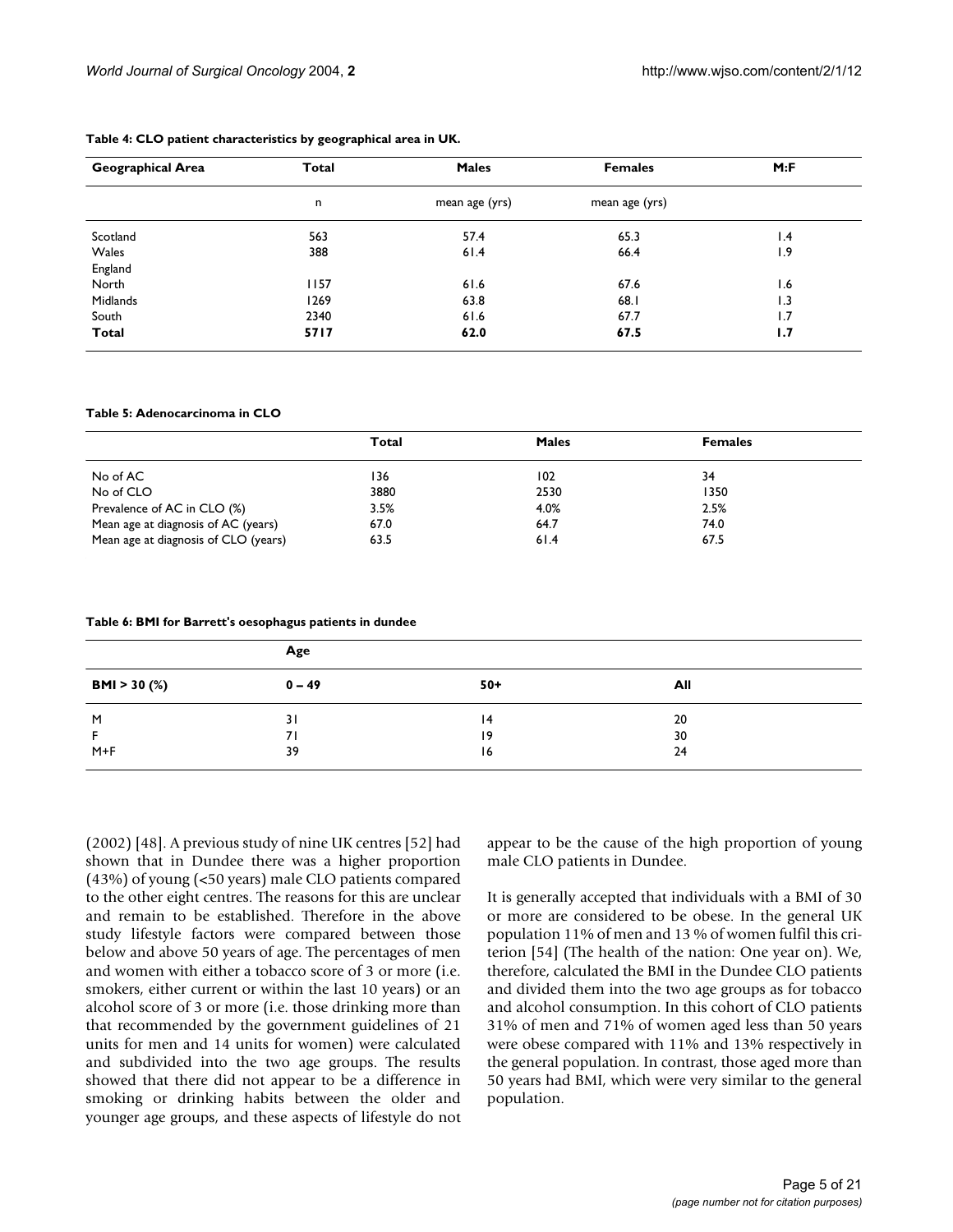**Table 4: CLO patient characteristics by geographical area in UK.**

| Geographical Area | Total | Males | Females | M:F |
|---|---|---|---|---|
| | n | mean age (yrs) | mean age (yrs) | |
| Scotland | 563 | 57.4 | 65.3 | 1.4 |
| Wales | 388 | 61.4 | 66.4 | 1.9 |
| England | | | | |
| North | 1157 | 61.6 | 67.6 | 1.6 |
| Midlands | 1269 | 63.8 | 68.1 | 1.3 |
| South | 2340 | 61.6 | 67.7 | 1.7 |
| **Total** | **5717** | **62.0** | **67.5** | **1.7** |

**Table 5: Adenocarcinoma in CLO**

| | Total | Males | Females |
|---|---|---|---|
| No of AC | 136 | 102 | 34 |
| No of CLO | 3880 | 2530 | 1350 |
| Prevalence of AC in CLO (%) | 3.5% | 4.0% | 2.5% |
| Mean age at diagnosis of AC (years) | 67.0 | 64.7 | 74.0 |
| Mean age at diagnosis of CLO (years) | 63.5 | 61.4 | 67.5 |

**Table 6: BMI for Barrett's oesophagus patients in dundee**

| | Age | | |
|---|---|---|---|
| **BMI > 30 (%)** | **0 – 49** | **50+** | **All** |
| M | 31 | 14 | 20 |
| F | 71 | 19 | 30 |
| M+F | 39 | 16 | 24 |

(2002) [48]. A previous study of nine UK centres [52] had shown that in Dundee there was a higher proportion (43%) of young (<50 years) male CLO patients compared to the other eight centres. The reasons for this are unclear and remain to be established. Therefore in the above study lifestyle factors were compared between those below and above 50 years of age. The percentages of men and women with either a tobacco score of 3 or more (i.e. smokers, either current or within the last 10 years) or an alcohol score of 3 or more (i.e. those drinking more than that recommended by the government guidelines of 21 units for men and 14 units for women) were calculated and subdivided into the two age groups. The results showed that there did not appear to be a difference in smoking or drinking habits between the older and younger age groups, and these aspects of lifestyle do not appear to be the cause of the high proportion of young male CLO patients in Dundee.

It is generally accepted that individuals with a BMI of 30 or more are considered to be obese. In the general UK population 11% of men and 13 % of women fulfil this criterion [54] (The health of the nation: One year on). We, therefore, calculated the BMI in the Dundee CLO patients and divided them into the two age groups as for tobacco and alcohol consumption. In this cohort of CLO patients 31% of men and 71% of women aged less than 50 years were obese compared with 11% and 13% respectively in the general population. In contrast, those aged more than 50 years had BMI, which were very similar to the general population.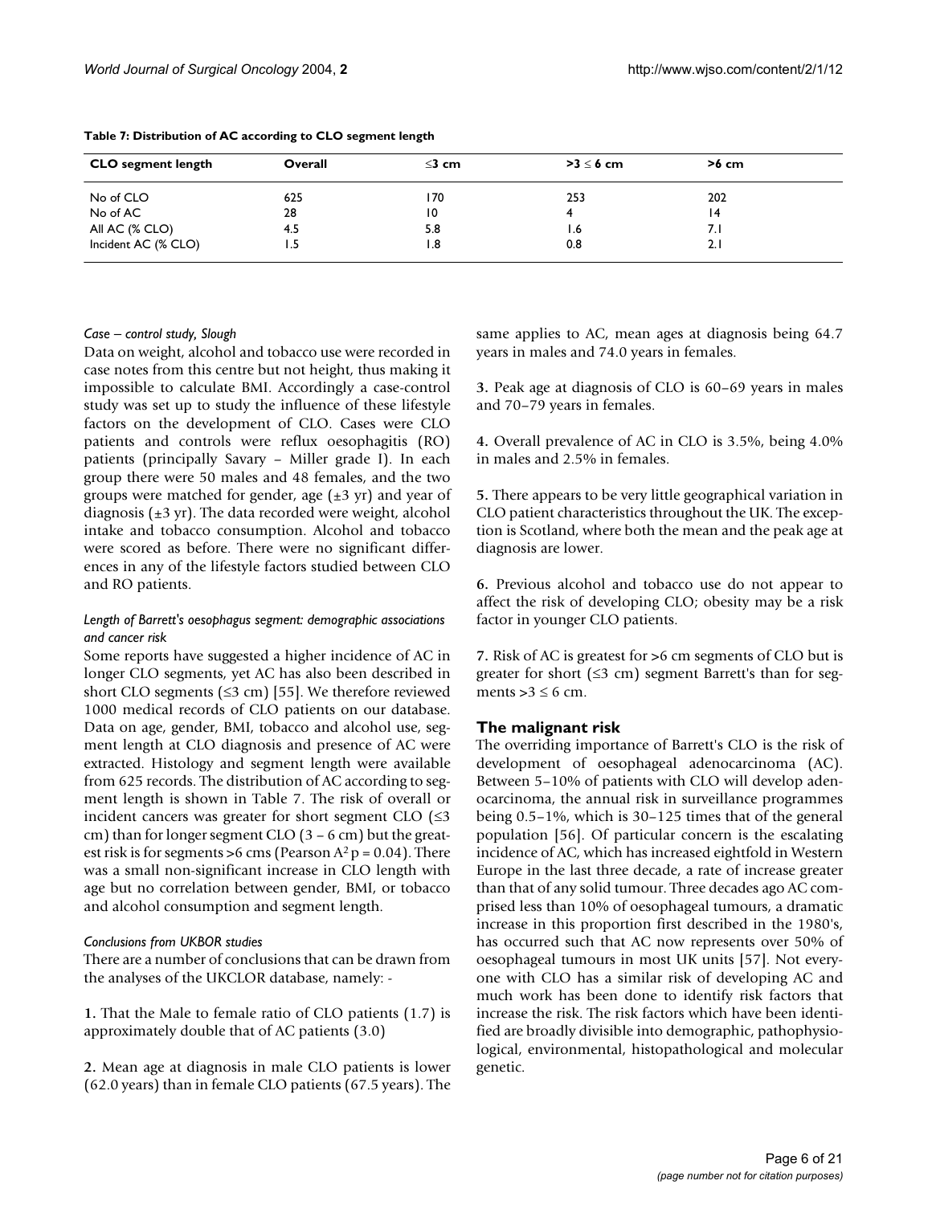**Table 7: Distribution of AC according to CLO segment length**

| CLO segment length | Overall | ≤3 cm | >3 ≤ 6 cm | >6 cm |
| --- | --- | --- | --- | --- |
| No of CLO | 625 | 170 | 253 | 202 |
| No of AC | 28 | 10 | 4 | 14 |
| All AC (% CLO) | 4.5 | 5.8 | 1.6 | 7.1 |
| Incident AC (% CLO) | 1.5 | 1.8 | 0.8 | 2.1 |

#### *Case – control study, Slough*

Data on weight, alcohol and tobacco use were recorded in case notes from this centre but not height, thus making it impossible to calculate BMI. Accordingly a case-control study was set up to study the influence of these lifestyle factors on the development of CLO. Cases were CLO patients and controls were reflux oesophagitis (RO) patients (principally Savary – Miller grade I). In each group there were 50 males and 48 females, and the two groups were matched for gender, age (±3 yr) and year of diagnosis (±3 yr). The data recorded were weight, alcohol intake and tobacco consumption. Alcohol and tobacco were scored as before. There were no significant differences in any of the lifestyle factors studied between CLO and RO patients.

#### *Length of Barrett's oesophagus segment: demographic associations and cancer risk*

Some reports have suggested a higher incidence of AC in longer CLO segments, yet AC has also been described in short CLO segments (≤3 cm) [55]. We therefore reviewed 1000 medical records of CLO patients on our database. Data on age, gender, BMI, tobacco and alcohol use, segment length at CLO diagnosis and presence of AC were extracted. Histology and segment length were available from 625 records. The distribution of AC according to segment length is shown in Table 7. The risk of overall or incident cancers was greater for short segment CLO (≤3 cm) than for longer segment CLO (3 – 6 cm) but the greatest risk is for segments >6 cms (Pearson $A^2$ p = 0.04). There was a small non-significant increase in CLO length with age but no correlation between gender, BMI, or tobacco and alcohol consumption and segment length.

#### *Conclusions from UKBOR studies*

There are a number of conclusions that can be drawn from the analyses of the UKCLOR database, namely: -

**1.** That the Male to female ratio of CLO patients (1.7) is approximately double that of AC patients (3.0)

**2.** Mean age at diagnosis in male CLO patients is lower (62.0 years) than in female CLO patients (67.5 years). The same applies to AC, mean ages at diagnosis being 64.7 years in males and 74.0 years in females.

**3.** Peak age at diagnosis of CLO is 60–69 years in males and 70–79 years in females.

**4.** Overall prevalence of AC in CLO is 3.5%, being 4.0% in males and 2.5% in females.

**5.** There appears to be very little geographical variation in CLO patient characteristics throughout the UK. The exception is Scotland, where both the mean and the peak age at diagnosis are lower.

**6.** Previous alcohol and tobacco use do not appear to affect the risk of developing CLO; obesity may be a risk factor in younger CLO patients.

**7.** Risk of AC is greatest for >6 cm segments of CLO but is greater for short (≤3 cm) segment Barrett's than for segments >3 ≤ 6 cm.

### The malignant risk

The overriding importance of Barrett's CLO is the risk of development of oesophageal adenocarcinoma (AC). Between 5–10% of patients with CLO will develop adenocarcinoma, the annual risk in surveillance programmes being 0.5–1%, which is 30–125 times that of the general population [56]. Of particular concern is the escalating incidence of AC, which has increased eightfold in Western Europe in the last three decade, a rate of increase greater than that of any solid tumour. Three decades ago AC comprised less than 10% of oesophageal tumours, a dramatic increase in this proportion first described in the 1980's, has occurred such that AC now represents over 50% of oesophageal tumours in most UK units [57]. Not everyone with CLO has a similar risk of developing AC and much work has been done to identify risk factors that increase the risk. The risk factors which have been identified are broadly divisible into demographic, pathophysiological, environmental, histopathological and molecular genetic.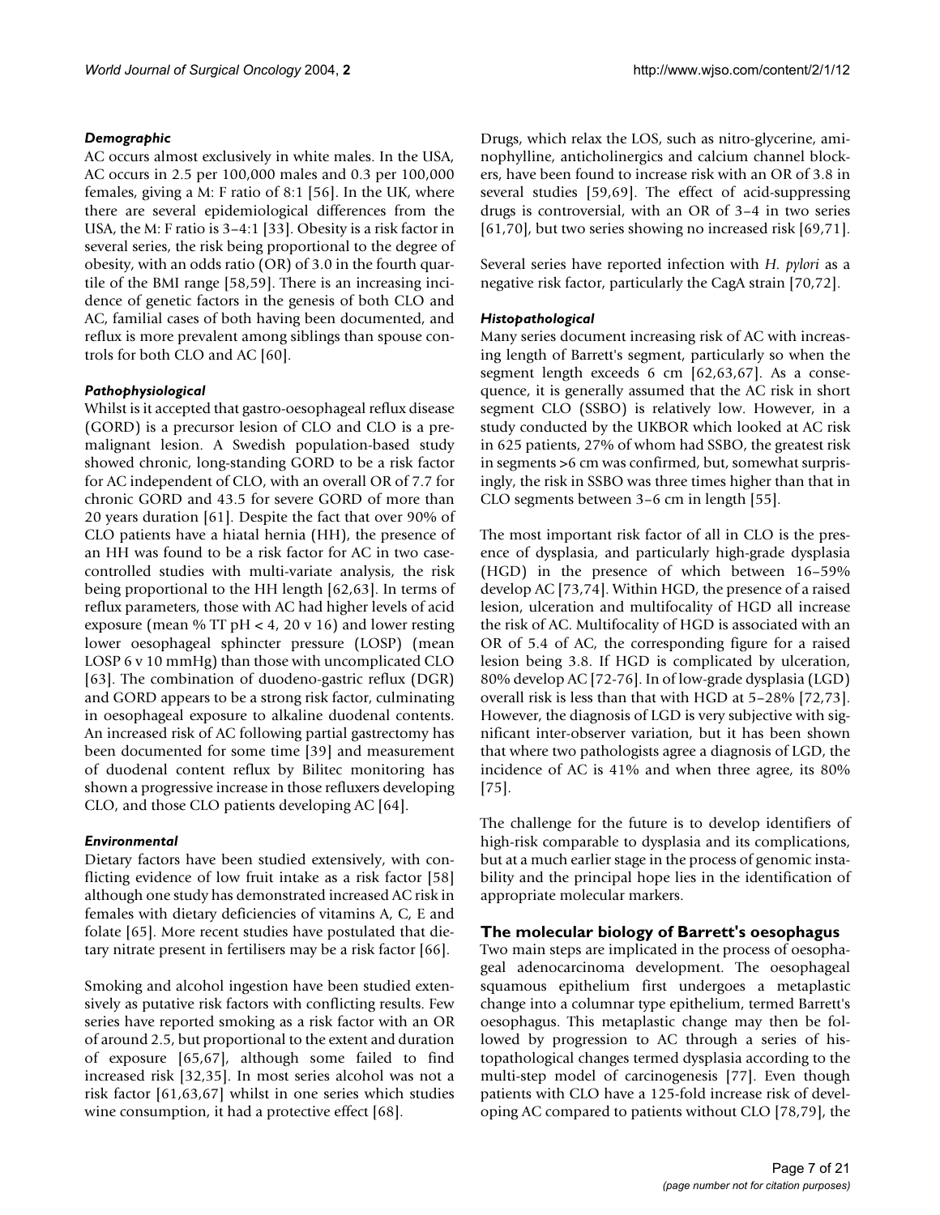### *Demographic*

AC occurs almost exclusively in white males. In the USA, AC occurs in 2.5 per 100,000 males and 0.3 per 100,000 females, giving a M: F ratio of 8:1 [56]. In the UK, where there are several epidemiological differences from the USA, the M: F ratio is 3–4:1 [33]. Obesity is a risk factor in several series, the risk being proportional to the degree of obesity, with an odds ratio (OR) of 3.0 in the fourth quartile of the BMI range [58,59]. There is an increasing incidence of genetic factors in the genesis of both CLO and AC, familial cases of both having been documented, and reflux is more prevalent among siblings than spouse controls for both CLO and AC [60].

### *Pathophysiological*

Whilst is it accepted that gastro-oesophageal reflux disease (GORD) is a precursor lesion of CLO and CLO is a premalignant lesion. A Swedish population-based study showed chronic, long-standing GORD to be a risk factor for AC independent of CLO, with an overall OR of 7.7 for chronic GORD and 43.5 for severe GORD of more than 20 years duration [61]. Despite the fact that over 90% of CLO patients have a hiatal hernia (HH), the presence of an HH was found to be a risk factor for AC in two case-controlled studies with multi-variate analysis, the risk being proportional to the HH length [62,63]. In terms of reflux parameters, those with AC had higher levels of acid exposure (mean % TT pH < 4, 20 v 16) and lower resting lower oesophageal sphincter pressure (LOSP) (mean LOSP 6 v 10 mmHg) than those with uncomplicated CLO [63]. The combination of duodeno-gastric reflux (DGR) and GORD appears to be a strong risk factor, culminating in oesophageal exposure to alkaline duodenal contents. An increased risk of AC following partial gastrectomy has been documented for some time [39] and measurement of duodenal content reflux by Bilitec monitoring has shown a progressive increase in those refluxers developing CLO, and those CLO patients developing AC [64].

### *Environmental*

Dietary factors have been studied extensively, with conflicting evidence of low fruit intake as a risk factor [58] although one study has demonstrated increased AC risk in females with dietary deficiencies of vitamins A, C, E and folate [65]. More recent studies have postulated that dietary nitrate present in fertilisers may be a risk factor [66].

Smoking and alcohol ingestion have been studied extensively as putative risk factors with conflicting results. Few series have reported smoking as a risk factor with an OR of around 2.5, but proportional to the extent and duration of exposure [65,67], although some failed to find increased risk [32,35]. In most series alcohol was not a risk factor [61,63,67] whilst in one series which studies wine consumption, it had a protective effect [68].

Drugs, which relax the LOS, such as nitro-glycerine, aminophylline, anticholinergics and calcium channel blockers, have been found to increase risk with an OR of 3.8 in several studies [59,69]. The effect of acid-suppressing drugs is controversial, with an OR of 3–4 in two series [61,70], but two series showing no increased risk [69,71].

Several series have reported infection with *H. pylori* as a negative risk factor, particularly the CagA strain [70,72].

### *Histopathological*

Many series document increasing risk of AC with increasing length of Barrett's segment, particularly so when the segment length exceeds 6 cm [62,63,67]. As a consequence, it is generally assumed that the AC risk in short segment CLO (SSBO) is relatively low. However, in a study conducted by the UKBOR which looked at AC risk in 625 patients, 27% of whom had SSBO, the greatest risk in segments >6 cm was confirmed, but, somewhat surprisingly, the risk in SSBO was three times higher than that in CLO segments between 3–6 cm in length [55].

The most important risk factor of all in CLO is the presence of dysplasia, and particularly high-grade dysplasia (HGD) in the presence of which between 16–59% develop AC [73,74]. Within HGD, the presence of a raised lesion, ulceration and multifocality of HGD all increase the risk of AC. Multifocality of HGD is associated with an OR of 5.4 of AC, the corresponding figure for a raised lesion being 3.8. If HGD is complicated by ulceration, 80% develop AC [72-76]. In of low-grade dysplasia (LGD) overall risk is less than that with HGD at 5–28% [72,73]. However, the diagnosis of LGD is very subjective with significant inter-observer variation, but it has been shown that where two pathologists agree a diagnosis of LGD, the incidence of AC is 41% and when three agree, its 80% [75].

The challenge for the future is to develop identifiers of high-risk comparable to dysplasia and its complications, but at a much earlier stage in the process of genomic instability and the principal hope lies in the identification of appropriate molecular markers.

## The molecular biology of Barrett's oesophagus

Two main steps are implicated in the process of oesophageal adenocarcinoma development. The oesophageal squamous epithelium first undergoes a metaplastic change into a columnar type epithelium, termed Barrett's oesophagus. This metaplastic change may then be followed by progression to AC through a series of histopathological changes termed dysplasia according to the multi-step model of carcinogenesis [77]. Even though patients with CLO have a 125-fold increase risk of developing AC compared to patients without CLO [78,79], the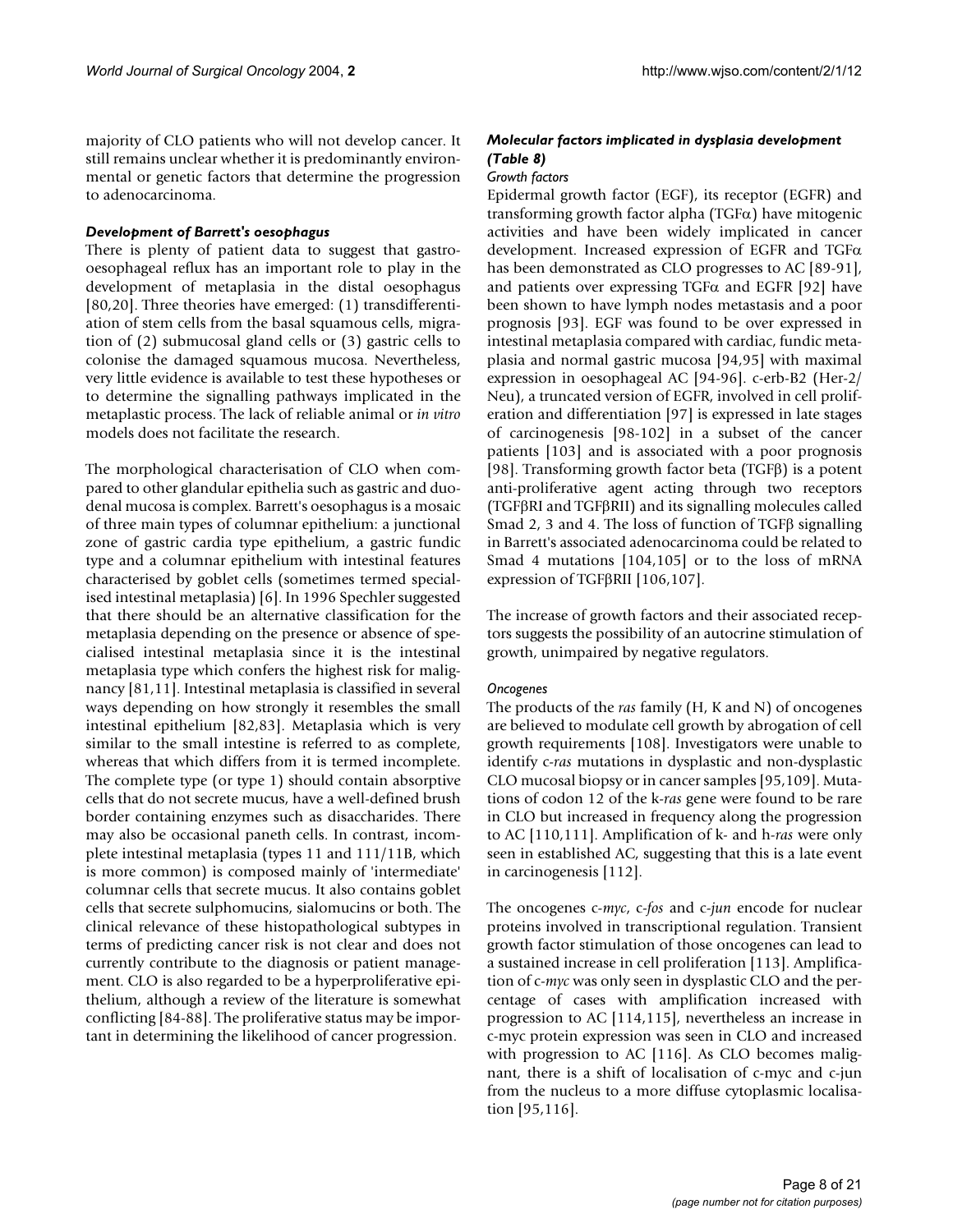majority of CLO patients who will not develop cancer. It still remains unclear whether it is predominantly environmental or genetic factors that determine the progression to adenocarcinoma.

### *Development of Barrett's oesophagus*

There is plenty of patient data to suggest that gastro-oesophageal reflux has an important role to play in the development of metaplasia in the distal oesophagus [80,20]. Three theories have emerged: (1) transdifferentiation of stem cells from the basal squamous cells, migration of (2) submucosal gland cells or (3) gastric cells to colonise the damaged squamous mucosa. Nevertheless, very little evidence is available to test these hypotheses or to determine the signalling pathways implicated in the metaplastic process. The lack of reliable animal or *in vitro* models does not facilitate the research.

The morphological characterisation of CLO when compared to other glandular epithelia such as gastric and duodenal mucosa is complex. Barrett's oesophagus is a mosaic of three main types of columnar epithelium: a junctional zone of gastric cardia type epithelium, a gastric fundic type and a columnar epithelium with intestinal features characterised by goblet cells (sometimes termed specialised intestinal metaplasia) [6]. In 1996 Spechler suggested that there should be an alternative classification for the metaplasia depending on the presence or absence of specialised intestinal metaplasia since it is the intestinal metaplasia type which confers the highest risk for malignancy [81,11]. Intestinal metaplasia is classified in several ways depending on how strongly it resembles the small intestinal epithelium [82,83]. Metaplasia which is very similar to the small intestine is referred to as complete, whereas that which differs from it is termed incomplete. The complete type (or type 1) should contain absorptive cells that do not secrete mucus, have a well-defined brush border containing enzymes such as disaccharides. There may also be occasional paneth cells. In contrast, incomplete intestinal metaplasia (types 11 and 111/11B, which is more common) is composed mainly of 'intermediate' columnar cells that secrete mucus. It also contains goblet cells that secrete sulphomucins, sialomucins or both. The clinical relevance of these histopathological subtypes in terms of predicting cancer risk is not clear and does not currently contribute to the diagnosis or patient management. CLO is also regarded to be a hyperproliferative epithelium, although a review of the literature is somewhat conflicting [84-88]. The proliferative status may be important in determining the likelihood of cancer progression.

### *Molecular factors implicated in dysplasia development (Table 8)*

#### *Growth factors*

Epidermal growth factor (EGF), its receptor (EGFR) and transforming growth factor alpha (TGFα) have mitogenic activities and have been widely implicated in cancer development. Increased expression of EGFR and TGFα has been demonstrated as CLO progresses to AC [89-91], and patients over expressing TGFα and EGFR [92] have been shown to have lymph nodes metastasis and a poor prognosis [93]. EGF was found to be over expressed in intestinal metaplasia compared with cardiac, fundic metaplasia and normal gastric mucosa [94,95] with maximal expression in oesophageal AC [94-96]. c-erb-B2 (Her-2/Neu), a truncated version of EGFR, involved in cell proliferation and differentiation [97] is expressed in late stages of carcinogenesis [98-102] in a subset of the cancer patients [103] and is associated with a poor prognosis [98]. Transforming growth factor beta (TGFβ) is a potent anti-proliferative agent acting through two receptors (TGFβRI and TGFβRII) and its signalling molecules called Smad 2, 3 and 4. The loss of function of TGFβ signalling in Barrett's associated adenocarcinoma could be related to Smad 4 mutations [104,105] or to the loss of mRNA expression of TGFβRII [106,107].

The increase of growth factors and their associated receptors suggests the possibility of an autocrine stimulation of growth, unimpaired by negative regulators.

#### *Oncogenes*

The products of the *ras* family (H, K and N) of oncogenes are believed to modulate cell growth by abrogation of cell growth requirements [108]. Investigators were unable to identify c-*ras* mutations in dysplastic and non-dysplastic CLO mucosal biopsy or in cancer samples [95,109]. Mutations of codon 12 of the k-*ras* gene were found to be rare in CLO but increased in frequency along the progression to AC [110,111]. Amplification of k- and h-*ras* were only seen in established AC, suggesting that this is a late event in carcinogenesis [112].

The oncogenes c-*myc*, c-*fos* and c-*jun* encode for nuclear proteins involved in transcriptional regulation. Transient growth factor stimulation of those oncogenes can lead to a sustained increase in cell proliferation [113]. Amplification of c-*myc* was only seen in dysplastic CLO and the percentage of cases with amplification increased with progression to AC [114,115], nevertheless an increase in c-myc protein expression was seen in CLO and increased with progression to AC [116]. As CLO becomes malignant, there is a shift of localisation of c-myc and c-jun from the nucleus to a more diffuse cytoplasmic localisation [95,116].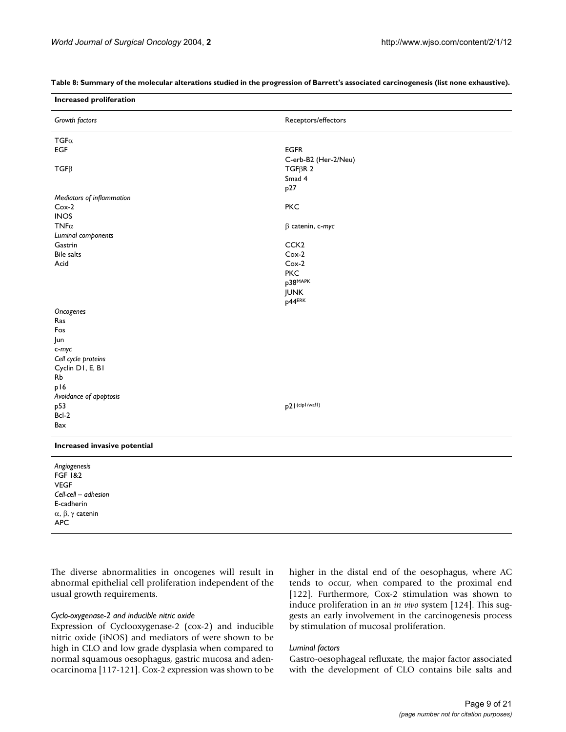**Table 8: Summary of the molecular alterations studied in the progression of Barrett's associated carcinogenesis (list none exhaustive).**

| **Increased proliferation** | |
|---|---|
| *Growth factors* | Receptors/effectors |
| TGFα | |
| EGF | EGFR |
| | C-erb-B2 (Her-2/Neu) |
| TGFβ | TGFβR 2 |
| | Smad 4 |
| | p27 |
| *Mediators of inflammation* | |
| Cox-2 | PKC |
| INOS | |
| TNFα | β catenin, c-*myc* |
| *Luminal components* | |
| Gastrin | CCK2 |
| Bile salts | Cox-2 |
| Acid | Cox-2 |
| | PKC |
| | p38$^{MAPK}$ |
| | JUNK |
| | p44$^{ERK}$ |
| *Oncogenes* | |
| Ras | |
| Fos | |
| Jun | |
| c-*myc* | |
| *Cell cycle proteins* | |
| Cyclin D1, E, B1 | |
| Rb | |
| p16 | |
| *Avoidance of apoptosis* | |
| p53 | p21$^{(cip1/waf1)}$ |
| Bcl-2 | |
| Bax | |
| **Increased invasive potential** | |
| *Angiogenesis* | |
| FGF 1&2 | |
| VEGF | |
| *Cell-cell – adhesion* | |
| E-cadherin | |
| α, β, γ catenin | |
| APC | |

The diverse abnormalities in oncogenes will result in abnormal epithelial cell proliferation independent of the usual growth requirements.

#### *Cyclo-oxygenase-2 and inducible nitric oxide*

Expression of Cyclooxygenase-2 (cox-2) and inducible nitric oxide (iNOS) and mediators of were shown to be high in CLO and low grade dysplasia when compared to normal squamous oesophagus, gastric mucosa and adenocarcinoma [117-121]. Cox-2 expression was shown to be higher in the distal end of the oesophagus, where AC tends to occur, when compared to the proximal end [122]. Furthermore, Cox-2 stimulation was shown to induce proliferation in an *in vivo* system [124]. This suggests an early involvement in the carcinogenesis process by stimulation of mucosal proliferation.

#### *Luminal factors*

Gastro-oesophageal refluxate, the major factor associated with the development of CLO contains bile salts and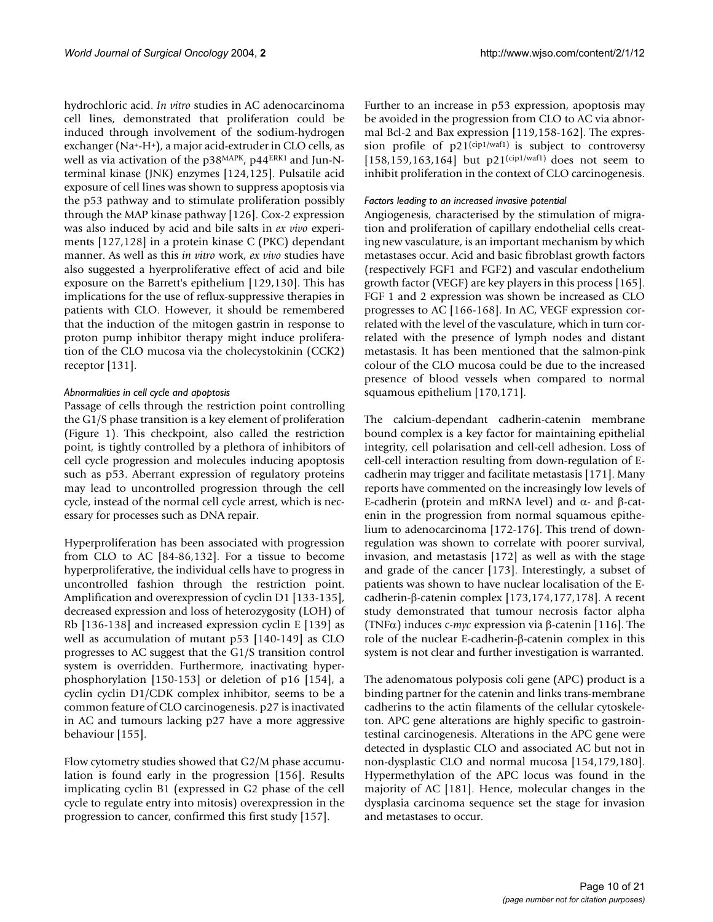hydrochloric acid. *In vitro* studies in AC adenocarcinoma cell lines, demonstrated that proliferation could be induced through involvement of the sodium-hydrogen exchanger ($Na^+$-$H^+$), a major acid-extruder in CLO cells, as well as via activation of the $p38^{MAPK}$, $p44^{ERK1}$ and Jun-N-terminal kinase (JNK) enzymes [124,125]. Pulsatile acid exposure of cell lines was shown to suppress apoptosis via the p53 pathway and to stimulate proliferation possibly through the MAP kinase pathway [126]. Cox-2 expression was also induced by acid and bile salts in *ex vivo* experiments [127,128] in a protein kinase C (PKC) dependant manner. As well as this *in vitro* work, *ex vivo* studies have also suggested a hyerproliferative effect of acid and bile exposure on the Barrett's epithelium [129,130]. This has implications for the use of reflux-suppressive therapies in patients with CLO. However, it should be remembered that the induction of the mitogen gastrin in response to proton pump inhibitor therapy might induce proliferation of the CLO mucosa via the cholecystokinin (CCK2) receptor [131].

### *Abnormalities in cell cycle and apoptosis*

Passage of cells through the restriction point controlling the G1/S phase transition is a key element of proliferation (Figure 1). This checkpoint, also called the restriction point, is tightly controlled by a plethora of inhibitors of cell cycle progression and molecules inducing apoptosis such as p53. Aberrant expression of regulatory proteins may lead to uncontrolled progression through the cell cycle, instead of the normal cell cycle arrest, which is necessary for processes such as DNA repair.

Hyperproliferation has been associated with progression from CLO to AC [84-86,132]. For a tissue to become hyperproliferative, the individual cells have to progress in uncontrolled fashion through the restriction point. Amplification and overexpression of cyclin D1 [133-135], decreased expression and loss of heterozygosity (LOH) of Rb [136-138] and increased expression cyclin E [139] as well as accumulation of mutant p53 [140-149] as CLO progresses to AC suggest that the G1/S transition control system is overridden. Furthermore, inactivating hyperphosphorylation [150-153] or deletion of p16 [154], a cyclin cyclin D1/CDK complex inhibitor, seems to be a common feature of CLO carcinogenesis. p27 is inactivated in AC and tumours lacking p27 have a more aggressive behaviour [155].

Flow cytometry studies showed that G2/M phase accumulation is found early in the progression [156]. Results implicating cyclin B1 (expressed in G2 phase of the cell cycle to regulate entry into mitosis) overexpression in the progression to cancer, confirmed this first study [157].

Further to an increase in p53 expression, apoptosis may be avoided in the progression from CLO to AC via abnormal Bcl-2 and Bax expression [119,158-162]. The expression profile of $p21^{(cip1/waf1)}$ is subject to controversy [158,159,163,164] but $p21^{(cip1/waf1)}$ does not seem to inhibit proliferation in the context of CLO carcinogenesis.

### *Factors leading to an increased invasive potential*

Angiogenesis, characterised by the stimulation of migration and proliferation of capillary endothelial cells creating new vasculature, is an important mechanism by which metastases occur. Acid and basic fibroblast growth factors (respectively FGF1 and FGF2) and vascular endothelium growth factor (VEGF) are key players in this process [165]. FGF 1 and 2 expression was shown be increased as CLO progresses to AC [166-168]. In AC, VEGF expression correlated with the level of the vasculature, which in turn correlated with the presence of lymph nodes and distant metastasis. It has been mentioned that the salmon-pink colour of the CLO mucosa could be due to the increased presence of blood vessels when compared to normal squamous epithelium [170,171].

The calcium-dependant cadherin-catenin membrane bound complex is a key factor for maintaining epithelial integrity, cell polarisation and cell-cell adhesion. Loss of cell-cell interaction resulting from down-regulation of E-cadherin may trigger and facilitate metastasis [171]. Many reports have commented on the increasingly low levels of E-cadherin (protein and mRNA level) and α- and β-catenin in the progression from normal squamous epithelium to adenocarcinoma [172-176]. This trend of down-regulation was shown to correlate with poorer survival, invasion, and metastasis [172] as well as with the stage and grade of the cancer [173]. Interestingly, a subset of patients was shown to have nuclear localisation of the E-cadherin-β-catenin complex [173,174,177,178]. A recent study demonstrated that tumour necrosis factor alpha (TNFα) induces c-*myc* expression via β-catenin [116]. The role of the nuclear E-cadherin-β-catenin complex in this system is not clear and further investigation is warranted.

The adenomatous polyposis coli gene (APC) product is a binding partner for the catenin and links trans-membrane cadherins to the actin filaments of the cellular cytoskeleton. APC gene alterations are highly specific to gastrointestinal carcinogenesis. Alterations in the APC gene were detected in dysplastic CLO and associated AC but not in non-dysplastic CLO and normal mucosa [154,179,180]. Hypermethylation of the APC locus was found in the majority of AC [181]. Hence, molecular changes in the dysplasia carcinoma sequence set the stage for invasion and metastases to occur.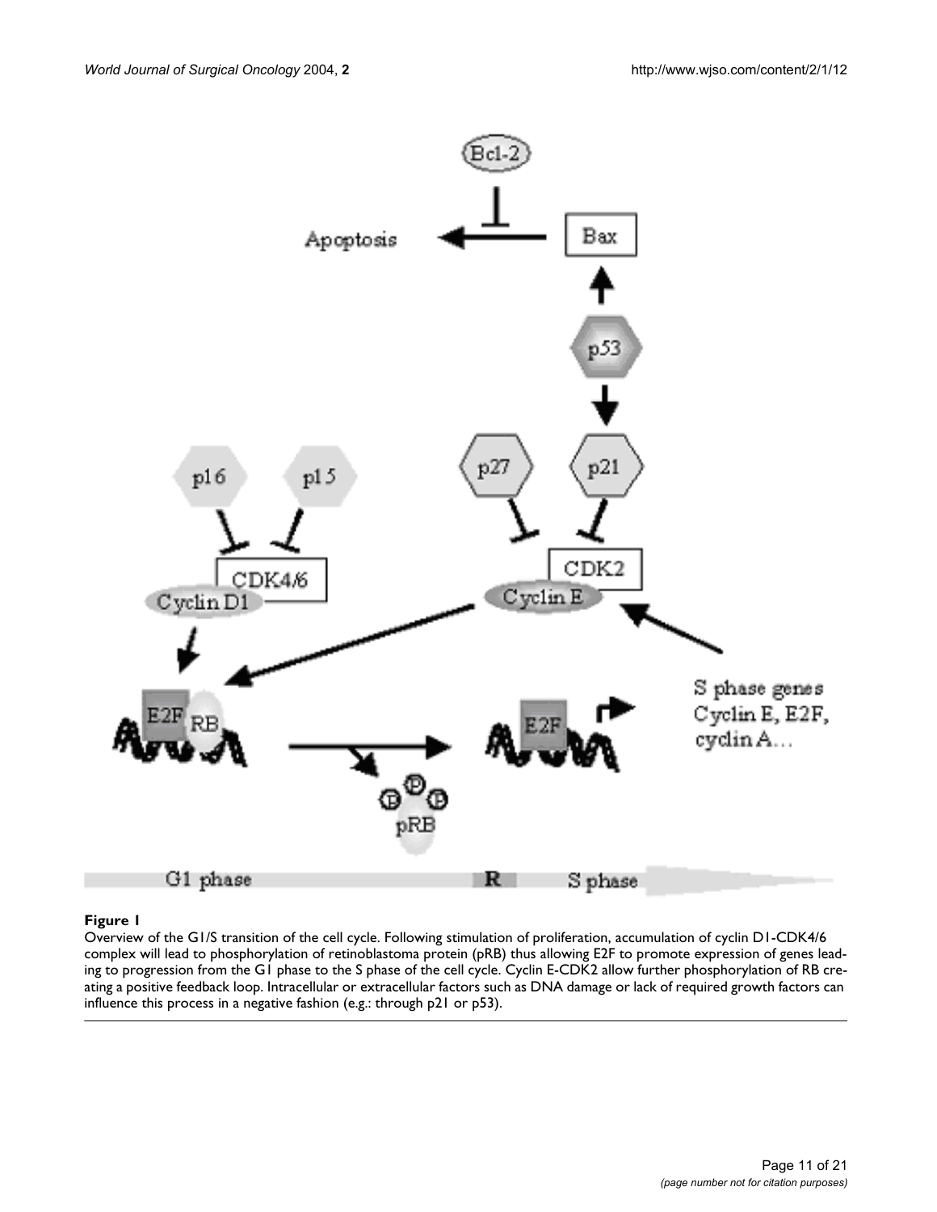**Figure 1**

Overview of the G1/S transition of the cell cycle. Following stimulation of proliferation, accumulation of cyclin D1-CDK4/6 complex will lead to phosphorylation of retinoblastoma protein (pRB) thus allowing E2F to promote expression of genes leading to progression from the G1 phase to the S phase of the cell cycle. Cyclin E-CDK2 allow further phosphorylation of RB creating a positive feedback loop. Intracellular or extracellular factors such as DNA damage or lack of required growth factors can influence this process in a negative fashion (e.g.: through p21 or p53).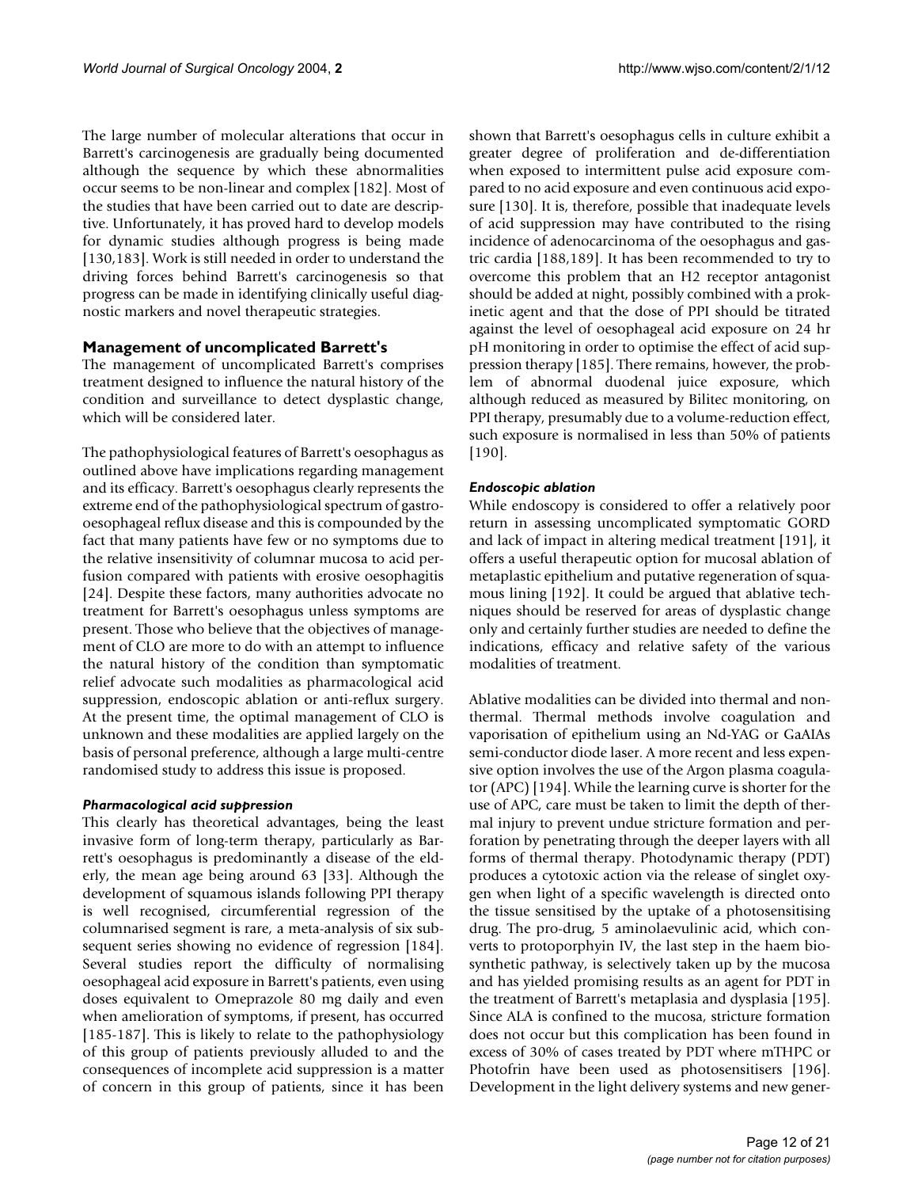The large number of molecular alterations that occur in Barrett's carcinogenesis are gradually being documented although the sequence by which these abnormalities occur seems to be non-linear and complex [182]. Most of the studies that have been carried out to date are descriptive. Unfortunately, it has proved hard to develop models for dynamic studies although progress is being made [130,183]. Work is still needed in order to understand the driving forces behind Barrett's carcinogenesis so that progress can be made in identifying clinically useful diagnostic markers and novel therapeutic strategies.

## Management of uncomplicated Barrett's

The management of uncomplicated Barrett's comprises treatment designed to influence the natural history of the condition and surveillance to detect dysplastic change, which will be considered later.

The pathophysiological features of Barrett's oesophagus as outlined above have implications regarding management and its efficacy. Barrett's oesophagus clearly represents the extreme end of the pathophysiological spectrum of gastro-oesophageal reflux disease and this is compounded by the fact that many patients have few or no symptoms due to the relative insensitivity of columnar mucosa to acid perfusion compared with patients with erosive oesophagitis [24]. Despite these factors, many authorities advocate no treatment for Barrett's oesophagus unless symptoms are present. Those who believe that the objectives of management of CLO are more to do with an attempt to influence the natural history of the condition than symptomatic relief advocate such modalities as pharmacological acid suppression, endoscopic ablation or anti-reflux surgery. At the present time, the optimal management of CLO is unknown and these modalities are applied largely on the basis of personal preference, although a large multi-centre randomised study to address this issue is proposed.

### *Pharmacological acid suppression*

This clearly has theoretical advantages, being the least invasive form of long-term therapy, particularly as Barrett's oesophagus is predominantly a disease of the elderly, the mean age being around 63 [33]. Although the development of squamous islands following PPI therapy is well recognised, circumferential regression of the columnarised segment is rare, a meta-analysis of six subsequent series showing no evidence of regression [184]. Several studies report the difficulty of normalising oesophageal acid exposure in Barrett's patients, even using doses equivalent to Omeprazole 80 mg daily and even when amelioration of symptoms, if present, has occurred [185-187]. This is likely to relate to the pathophysiology of this group of patients previously alluded to and the consequences of incomplete acid suppression is a matter of concern in this group of patients, since it has been shown that Barrett's oesophagus cells in culture exhibit a greater degree of proliferation and de-differentiation when exposed to intermittent pulse acid exposure compared to no acid exposure and even continuous acid exposure [130]. It is, therefore, possible that inadequate levels of acid suppression may have contributed to the rising incidence of adenocarcinoma of the oesophagus and gastric cardia [188,189]. It has been recommended to try to overcome this problem that an H2 receptor antagonist should be added at night, possibly combined with a prokinetic agent and that the dose of PPI should be titrated against the level of oesophageal acid exposure on 24 hr pH monitoring in order to optimise the effect of acid suppression therapy [185]. There remains, however, the problem of abnormal duodenal juice exposure, which although reduced as measured by Bilitec monitoring, on PPI therapy, presumably due to a volume-reduction effect, such exposure is normalised in less than 50% of patients [190].

### *Endoscopic ablation*

While endoscopy is considered to offer a relatively poor return in assessing uncomplicated symptomatic GORD and lack of impact in altering medical treatment [191], it offers a useful therapeutic option for mucosal ablation of metaplastic epithelium and putative regeneration of squamous lining [192]. It could be argued that ablative techniques should be reserved for areas of dysplastic change only and certainly further studies are needed to define the indications, efficacy and relative safety of the various modalities of treatment.

Ablative modalities can be divided into thermal and non-thermal. Thermal methods involve coagulation and vaporisation of epithelium using an Nd-YAG or GaAIAs semi-conductor diode laser. A more recent and less expensive option involves the use of the Argon plasma coagulator (APC) [194]. While the learning curve is shorter for the use of APC, care must be taken to limit the depth of thermal injury to prevent undue stricture formation and perforation by penetrating through the deeper layers with all forms of thermal therapy. Photodynamic therapy (PDT) produces a cytotoxic action via the release of singlet oxygen when light of a specific wavelength is directed onto the tissue sensitised by the uptake of a photosensitising drug. The pro-drug, 5 aminolaevulinic acid, which converts to protoporphyin IV, the last step in the haem biosynthetic pathway, is selectively taken up by the mucosa and has yielded promising results as an agent for PDT in the treatment of Barrett's metaplasia and dysplasia [195]. Since ALA is confined to the mucosa, stricture formation does not occur but this complication has been found in excess of 30% of cases treated by PDT where mTHPC or Photofrin have been used as photosensitisers [196]. Development in the light delivery systems and new gener-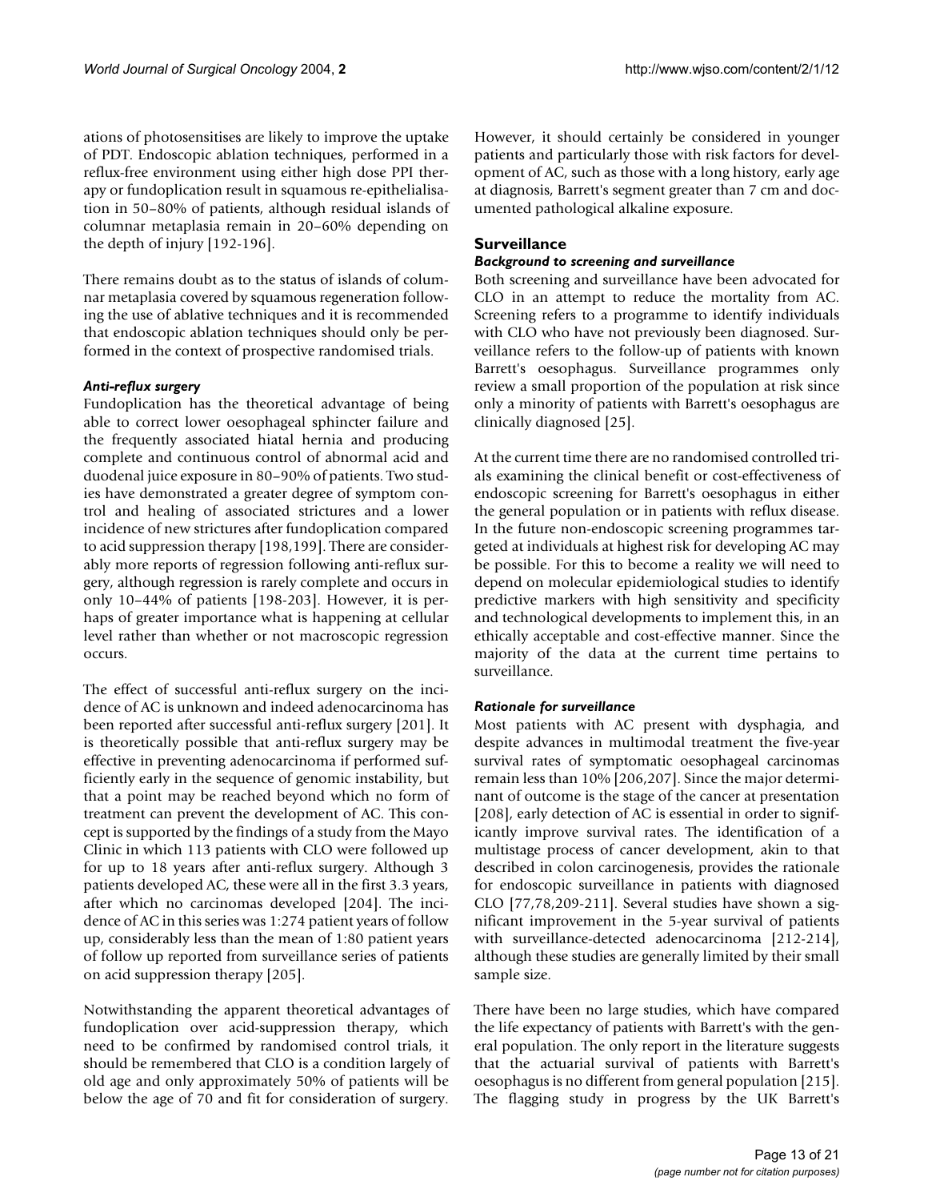ations of photosensitises are likely to improve the uptake of PDT. Endoscopic ablation techniques, performed in a reflux-free environment using either high dose PPI therapy or fundoplication result in squamous re-epithelialisation in 50–80% of patients, although residual islands of columnar metaplasia remain in 20–60% depending on the depth of injury [192-196].

There remains doubt as to the status of islands of columnar metaplasia covered by squamous regeneration following the use of ablative techniques and it is recommended that endoscopic ablation techniques should only be performed in the context of prospective randomised trials.

#### *Anti-reflux surgery*

Fundoplication has the theoretical advantage of being able to correct lower oesophageal sphincter failure and the frequently associated hiatal hernia and producing complete and continuous control of abnormal acid and duodenal juice exposure in 80–90% of patients. Two studies have demonstrated a greater degree of symptom control and healing of associated strictures and a lower incidence of new strictures after fundoplication compared to acid suppression therapy [198,199]. There are considerably more reports of regression following anti-reflux surgery, although regression is rarely complete and occurs in only 10–44% of patients [198-203]. However, it is perhaps of greater importance what is happening at cellular level rather than whether or not macroscopic regression occurs.

The effect of successful anti-reflux surgery on the incidence of AC is unknown and indeed adenocarcinoma has been reported after successful anti-reflux surgery [201]. It is theoretically possible that anti-reflux surgery may be effective in preventing adenocarcinoma if performed sufficiently early in the sequence of genomic instability, but that a point may be reached beyond which no form of treatment can prevent the development of AC. This concept is supported by the findings of a study from the Mayo Clinic in which 113 patients with CLO were followed up for up to 18 years after anti-reflux surgery. Although 3 patients developed AC, these were all in the first 3.3 years, after which no carcinomas developed [204]. The incidence of AC in this series was 1:274 patient years of follow up, considerably less than the mean of 1:80 patient years of follow up reported from surveillance series of patients on acid suppression therapy [205].

Notwithstanding the apparent theoretical advantages of fundoplication over acid-suppression therapy, which need to be confirmed by randomised control trials, it should be remembered that CLO is a condition largely of old age and only approximately 50% of patients will be below the age of 70 and fit for consideration of surgery. However, it should certainly be considered in younger patients and particularly those with risk factors for development of AC, such as those with a long history, early age at diagnosis, Barrett's segment greater than 7 cm and documented pathological alkaline exposure.

## Surveillance

#### *Background to screening and surveillance*

Both screening and surveillance have been advocated for CLO in an attempt to reduce the mortality from AC. Screening refers to a programme to identify individuals with CLO who have not previously been diagnosed. Surveillance refers to the follow-up of patients with known Barrett's oesophagus. Surveillance programmes only review a small proportion of the population at risk since only a minority of patients with Barrett's oesophagus are clinically diagnosed [25].

At the current time there are no randomised controlled trials examining the clinical benefit or cost-effectiveness of endoscopic screening for Barrett's oesophagus in either the general population or in patients with reflux disease. In the future non-endoscopic screening programmes targeted at individuals at highest risk for developing AC may be possible. For this to become a reality we will need to depend on molecular epidemiological studies to identify predictive markers with high sensitivity and specificity and technological developments to implement this, in an ethically acceptable and cost-effective manner. Since the majority of the data at the current time pertains to surveillance.

#### *Rationale for surveillance*

Most patients with AC present with dysphagia, and despite advances in multimodal treatment the five-year survival rates of symptomatic oesophageal carcinomas remain less than 10% [206,207]. Since the major determinant of outcome is the stage of the cancer at presentation [208], early detection of AC is essential in order to significantly improve survival rates. The identification of a multistage process of cancer development, akin to that described in colon carcinogenesis, provides the rationale for endoscopic surveillance in patients with diagnosed CLO [77,78,209-211]. Several studies have shown a significant improvement in the 5-year survival of patients with surveillance-detected adenocarcinoma [212-214], although these studies are generally limited by their small sample size.

There have been no large studies, which have compared the life expectancy of patients with Barrett's with the general population. The only report in the literature suggests that the actuarial survival of patients with Barrett's oesophagus is no different from general population [215]. The flagging study in progress by the UK Barrett's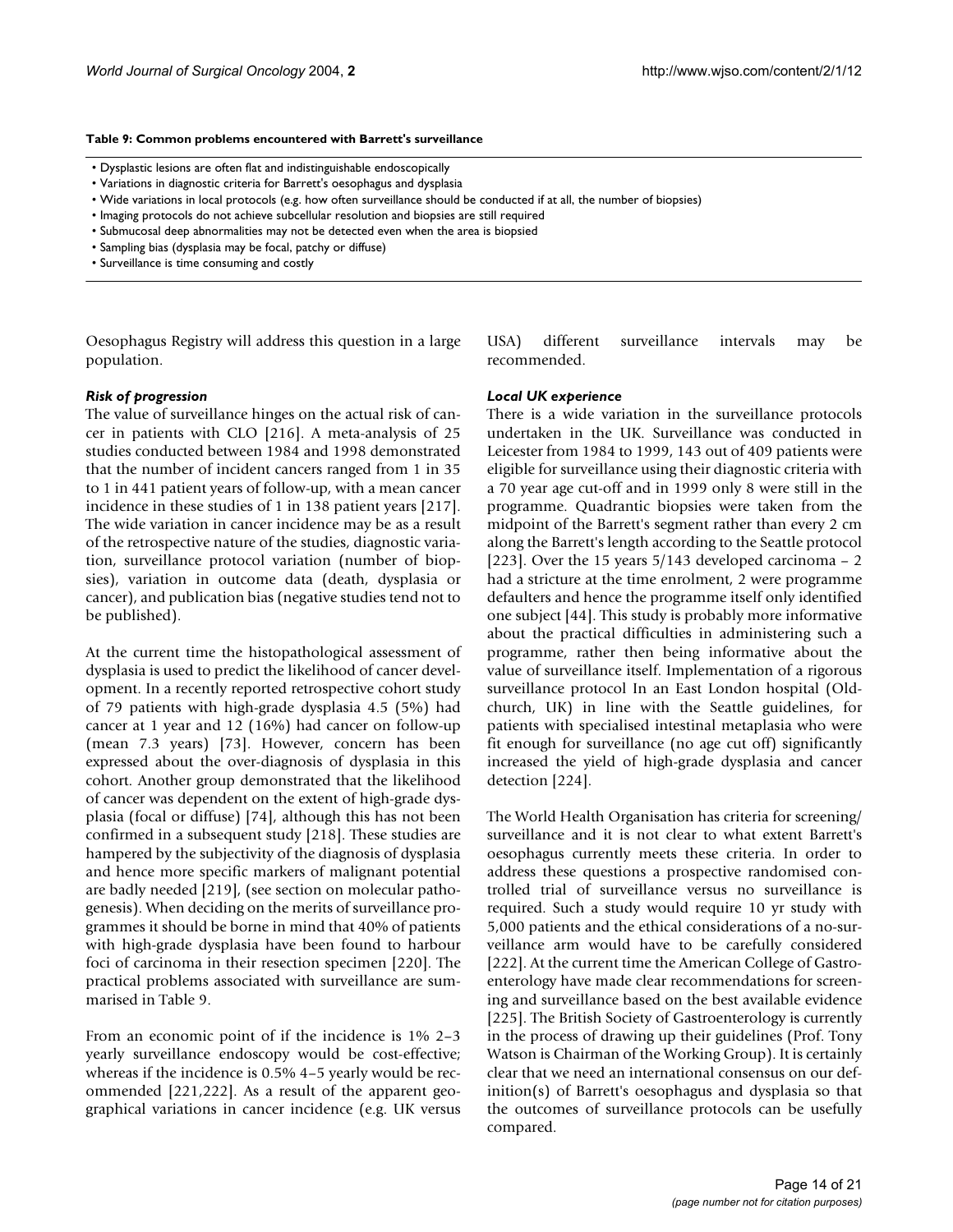**Table 9: Common problems encountered with Barrett's surveillance**

- Dysplastic lesions are often flat and indistinguishable endoscopically
- Variations in diagnostic criteria for Barrett's oesophagus and dysplasia
- Wide variations in local protocols (e.g. how often surveillance should be conducted if at all, the number of biopsies)
- Imaging protocols do not achieve subcellular resolution and biopsies are still required
- Submucosal deep abnormalities may not be detected even when the area is biopsied
- Sampling bias (dysplasia may be focal, patchy or diffuse)
- Surveillance is time consuming and costly

Oesophagus Registry will address this question in a large population.

### *Risk of progression*

The value of surveillance hinges on the actual risk of cancer in patients with CLO [216]. A meta-analysis of 25 studies conducted between 1984 and 1998 demonstrated that the number of incident cancers ranged from 1 in 35 to 1 in 441 patient years of follow-up, with a mean cancer incidence in these studies of 1 in 138 patient years [217]. The wide variation in cancer incidence may be as a result of the retrospective nature of the studies, diagnostic variation, surveillance protocol variation (number of biopsies), variation in outcome data (death, dysplasia or cancer), and publication bias (negative studies tend not to be published).

At the current time the histopathological assessment of dysplasia is used to predict the likelihood of cancer development. In a recently reported retrospective cohort study of 79 patients with high-grade dysplasia 4.5 (5%) had cancer at 1 year and 12 (16%) had cancer on follow-up (mean 7.3 years) [73]. However, concern has been expressed about the over-diagnosis of dysplasia in this cohort. Another group demonstrated that the likelihood of cancer was dependent on the extent of high-grade dysplasia (focal or diffuse) [74], although this has not been confirmed in a subsequent study [218]. These studies are hampered by the subjectivity of the diagnosis of dysplasia and hence more specific markers of malignant potential are badly needed [219], (see section on molecular pathogenesis). When deciding on the merits of surveillance programmes it should be borne in mind that 40% of patients with high-grade dysplasia have been found to harbour foci of carcinoma in their resection specimen [220]. The practical problems associated with surveillance are summarised in Table 9.

From an economic point of if the incidence is 1% 2–3 yearly surveillance endoscopy would be cost-effective; whereas if the incidence is 0.5% 4–5 yearly would be recommended [221,222]. As a result of the apparent geographical variations in cancer incidence (e.g. UK versus USA) different surveillance intervals may be recommended.

### *Local UK experience*

There is a wide variation in the surveillance protocols undertaken in the UK. Surveillance was conducted in Leicester from 1984 to 1999, 143 out of 409 patients were eligible for surveillance using their diagnostic criteria with a 70 year age cut-off and in 1999 only 8 were still in the programme. Quadrantic biopsies were taken from the midpoint of the Barrett's segment rather than every 2 cm along the Barrett's length according to the Seattle protocol [223]. Over the 15 years 5/143 developed carcinoma – 2 had a stricture at the time enrolment, 2 were programme defaulters and hence the programme itself only identified one subject [44]. This study is probably more informative about the practical difficulties in administering such a programme, rather then being informative about the value of surveillance itself. Implementation of a rigorous surveillance protocol In an East London hospital (Oldchurch, UK) in line with the Seattle guidelines, for patients with specialised intestinal metaplasia who were fit enough for surveillance (no age cut off) significantly increased the yield of high-grade dysplasia and cancer detection [224].

The World Health Organisation has criteria for screening/surveillance and it is not clear to what extent Barrett's oesophagus currently meets these criteria. In order to address these questions a prospective randomised controlled trial of surveillance versus no surveillance is required. Such a study would require 10 yr study with 5,000 patients and the ethical considerations of a no-surveillance arm would have to be carefully considered [222]. At the current time the American College of Gastroenterology have made clear recommendations for screening and surveillance based on the best available evidence [225]. The British Society of Gastroenterology is currently in the process of drawing up their guidelines (Prof. Tony Watson is Chairman of the Working Group). It is certainly clear that we need an international consensus on our definition(s) of Barrett's oesophagus and dysplasia so that the outcomes of surveillance protocols can be usefully compared.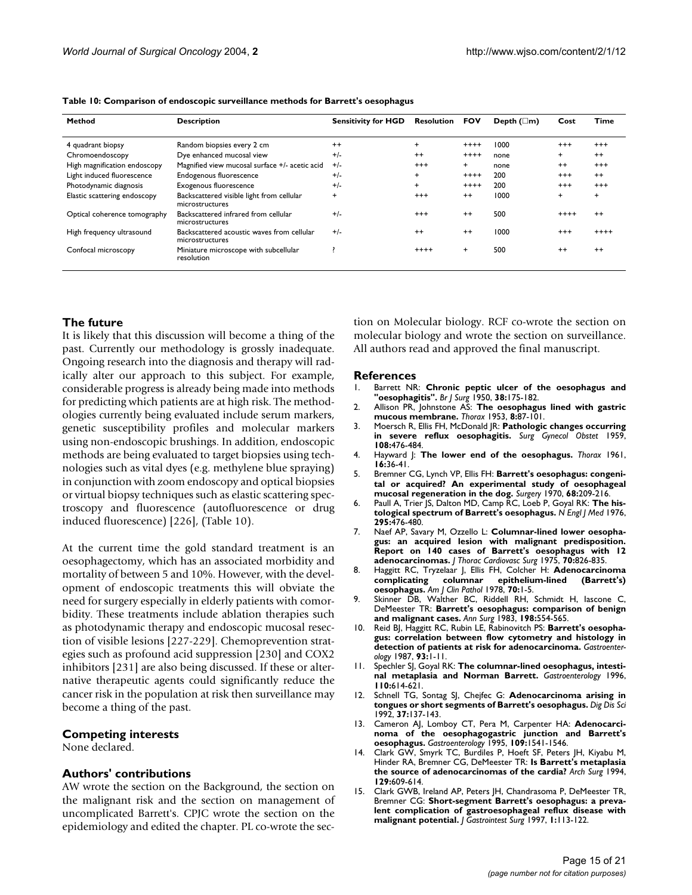**Table 10: Comparison of endoscopic surveillance methods for Barrett's oesophagus**

| Method | Description | Sensitivity for HGD | Resolution | FOV | Depth (□m) | Cost | Time |
|---|---|---|---|---|---|---|---|
| 4 quadrant biopsy | Random biopsies every 2 cm | ++ | + | ++++ | 1000 | +++ | +++ |
| Chromoendoscopy | Dye enhanced mucosal view | +/- | ++ | ++++ | none | + | ++ |
| High magnification endoscopy | Magnified view mucosal surface +/- acetic acid | +/- | +++ | + | none | ++ | +++ |
| Light induced fluorescence | Endogenous fluorescence | +/- | + | ++++ | 200 | +++ | ++ |
| Photodynamic diagnosis | Exogenous fluorescence | +/- | + | ++++ | 200 | +++ | +++ |
| Elastic scattering endoscopy | Backscattered visible light from cellular microstructures | + | +++ | ++ | 1000 | + | + |
| Optical coherence tomography | Backscattered infrared from cellular microstructures | +/- | +++ | ++ | 500 | ++++ | ++ |
| High frequency ultrasound | Backscattered acoustic waves from cellular microstructures | +/- | ++ | ++ | 1000 | +++ | ++++ |
| Confocal microscopy | Miniature microscope with subcellular resolution | ? | ++++ | + | 500 | ++ | ++ |

## The future

It is likely that this discussion will become a thing of the past. Currently our methodology is grossly inadequate. Ongoing research into the diagnosis and therapy will radically alter our approach to this subject. For example, considerable progress is already being made into methods for predicting which patients are at high risk. The methodologies currently being evaluated include serum markers, genetic susceptibility profiles and molecular markers using non-endoscopic brushings. In addition, endoscopic methods are being evaluated to target biopsies using technologies such as vital dyes (e.g. methylene blue spraying) in conjunction with zoom endoscopy and optical biopsies or virtual biopsy techniques such as elastic scattering spectroscopy and fluorescence (autofluorescence or drug induced fluorescence) [226], (Table 10).

At the current time the gold standard treatment is an oesophagectomy, which has an associated morbidity and mortality of between 5 and 10%. However, with the development of endoscopic treatments this will obviate the need for surgery especially in elderly patients with comorbidity. These treatments include ablation therapies such as photodynamic therapy and endoscopic mucosal resection of visible lesions [227-229]. Chemoprevention strategies such as profound acid suppression [230] and COX2 inhibitors [231] are also being discussed. If these or alternative therapeutic agents could significantly reduce the cancer risk in the population at risk then surveillance may become a thing of the past.

## Competing interests

None declared.

## Authors' contributions

AW wrote the section on the Background, the section on the malignant risk and the section on management of uncomplicated Barrett's. CPJC wrote the section on the epidemiology and edited the chapter. PL co-wrote the section on Molecular biology. RCF co-wrote the section on molecular biology and wrote the section on surveillance. All authors read and approved the final manuscript.

## References

1. Barrett NR: **Chronic peptic ulcer of the oesophagus and "oesophagitis".** *Br J Surg* 1950, **38:**175-182.
2. Allison PR, Johnstone AS: **The oesophagus lined with gastric mucous membrane.** *Thorax* 1953, **8:**87-101.
3. Moersch R, Ellis FH, McDonald JR: **Pathologic changes occurring in severe reflux oesophagitis.** *Surg Gynecol Obstet* 1959, **108:**476-484.
4. Hayward J: **The lower end of the oesophagus.** *Thorax* 1961, **16:**36-41.
5. Bremner CG, Lynch VP, Ellis FH: **Barrett's oesophagus: congenital or acquired? An experimental study of oesophageal mucosal regeneration in the dog.** *Surgery* 1970, **68:**209-216.
6. Paull A, Trier JS, Dalton MD, Camp RC, Loeb P, Goyal RK: **The histological spectrum of Barrett's oesophagus.** *N Engl J Med* 1976, **295:**476-480.
7. Naef AP, Savary M, Ozzello L: **Columnar-lined lower oesophagus: an acquired lesion with malignant predisposition. Report on 140 cases of Barrett's oesophagus with 12 adenocarcinomas.** *J Thorac Cardiovasc Surg* 1975, **70:**826-835.
8. Haggitt RC, Tryzelaar J, Ellis FH, Colcher H: **Adenocarcinoma complicating columnar epithelium-lined (Barrett's) oesophagus.** *Am J Clin Pathol* 1978, **70:**1-5.
9. Skinner DB, Walther BC, Riddell RH, Schmidt H, Iascone C, DeMeester TR: **Barrett's oesophagus: comparison of benign and malignant cases.** *Ann Surg* 1983, **198:**554-565.
10. Reid BJ, Haggitt RC, Rubin LE, Rabinovitch PS: **Barrett's oesophagus: correlation between flow cytometry and histology in detection of patients at risk for adenocarcinoma.** *Gastroenterology* 1987, **93:**1-11.
11. Spechler SJ, Goyal RK: **The columnar-lined oesophagus, intestinal metaplasia and Norman Barrett.** *Gastroenterology* 1996, **110:**614-621.
12. Schnell TG, Sontag SJ, Chejfec G: **Adenocarcinoma arising in tongues or short segments of Barrett's oesophagus.** *Dig Dis Sci* 1992, **37:**137-143.
13. Cameron AJ, Lomboy CT, Pera M, Carpenter HA: **Adenocarcinoma of the oesophagogastric junction and Barrett's oesophagus.** *Gastroenterology* 1995, **109:**1541-1546.
14. Clark GW, Smyrk TC, Burdiles P, Hoeft SF, Peters JH, Kiyabu M, Hinder RA, Bremner CG, DeMeester TR: **Is Barrett's metaplasia the source of adenocarcinomas of the cardia?** *Arch Surg* 1994, **129:**609-614.
15. Clark GWB, Ireland AP, Peters JH, Chandrasoma P, DeMeester TR, Bremner CG: **Short-segment Barrett's oesophagus: a prevalent complication of gastroesophageal reflux disease with malignant potential.** *J Gastrointest Surg* 1997, **1:**113-122.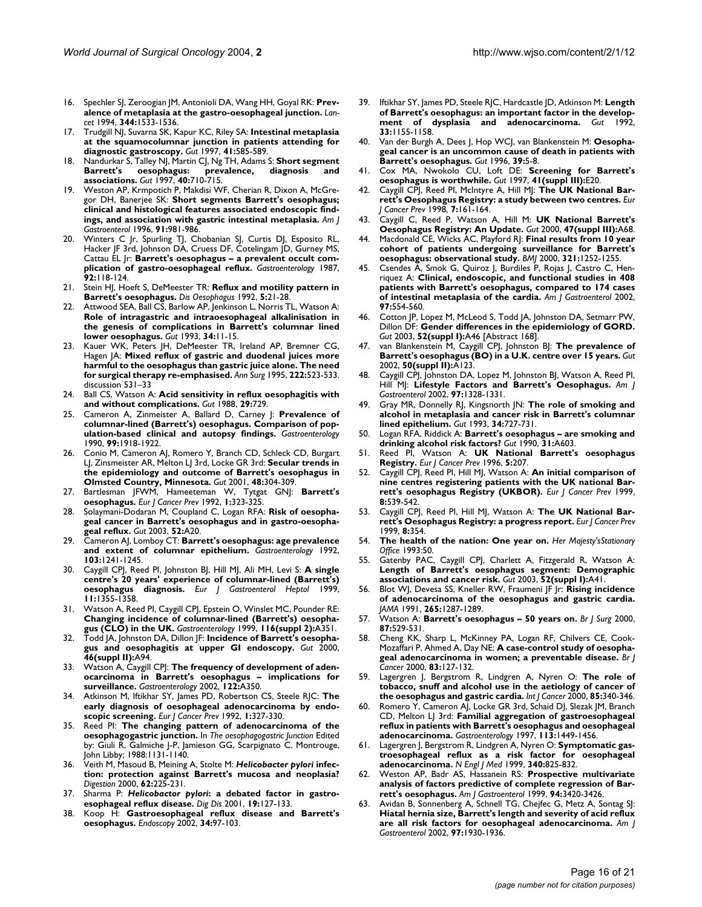16. Spechler SJ, Zeroogian JM, Antonioli DA, Wang HH, Goyal RK: **Prevalence of metaplasia at the gastro-oesophageal junction.** *Lancet* 1994, **344:**1533-1536.
17. Trudgill NJ, Suvarna SK, Kapur KC, Riley SA: **Intestinal metaplasia at the squamocolumnar junction in patients attending for diagnostic gastroscopy.** *Gut* 1997, **41:**585-589.
18. Nandurkar S, Talley NJ, Martin CJ, Ng TH, Adams S: **Short segment Barrett's oesophagus: prevalence, diagnosis and associations.** *Gut* 1997, **40:**710-715.
19. Weston AP, Krmpotich P, Makdisi WF, Cherian R, Dixon A, McGregor DH, Banerjee SK: **Short segments Barrett's oesophagus; clinical and histological features associated endoscopic findings, and association with gastric intestinal metaplasia.** *Am J Gastroenterol* 1996, **91:**981-986.
20. Winters C Jr, Spurling TJ, Chobanian SJ, Curtis DJ, Esposito RL, Hacker JF 3rd, Johnson DA, Cruess DF, Cotelingam JD, Gurney MS, Cattau EL Jr: **Barrett's oesophagus – a prevalent occult complication of gastro-oesophageal reflux.** *Gastroenterology* 1987, **92:**118-124.
21. Stein HJ, Hoeft S, DeMeester TR: **Reflux and motility pattern in Barrett's oesophagus.** *Dis Oesophagus* 1992, **5:**21-28.
22. Attwood SEA, Ball CS, Barlow AP, Jenkinson L, Norris TL, Watson A: **Role of intragastric and intraoesophageal alkalinisation in the genesis of complications in Barrett's columnar lined lower oesophagus.** *Gut* 1993, **34:**11-15.
23. Kauer WK, Peters JH, DeMeester TR, Ireland AP, Bremner CG, Hagen JA: **Mixed reflux of gastric and duodenal juices more harmful to the oesophagus than gastric juice alone. The need for surgical therapy re-emphasised.** *Ann Surg* 1995, **222:**523-533. discussion 531–33
24. Ball CS, Watson A: **Acid sensitivity in reflux oesophagitis with and without complications.** *Gut* 1988, **29:**729.
25. Cameron A, Zinmeister A, Ballard D, Carney J: **Prevalence of columnar-lined (Barrett's) oesophagus. Comparison of population-based clinical and autopsy findings.** *Gastroenterology* 1990, **99:**1918-1922.
26. Conio M, Cameron AJ, Romero Y, Branch CD, Schleck CD, Burgart LJ, Zinsmeister AR, Melton LJ 3rd, Locke GR 3rd: **Secular trends in the epidemiology and outcome of Barrett's oesophagus in Olmsted Country, Minnesota.** *Gut* 2001, **48:**304-309.
27. Bartlesman JFWM, Hameeteman W, Tytgat GNJ: **Barrett's oesophagus.** *Eur J Cancer Prev* 1992, **1:**323-325.
28. Solaymani-Dodaran M, Coupland C, Logan RFA: **Risk of oesophageal cancer in Barrett's oesophagus and in gastro-oesophageal reflux.** *Gut* 2003, **52:**A20.
29. Cameron AJ, Lomboy CT: **Barrett's oesophagus: age prevalence and extent of columnar epithelium.** *Gastroenterology* 1992, **103:**1241-1245.
30. Caygill CPJ, Reed PI, Johnston BJ, Hill MJ, Ali MH, Levi S: **A single centre's 20 years' experience of columnar-lined (Barrett's) oesophagus diagnosis.** *Eur J Gastroenterol Heptol* 1999, **11:**1355-1358.
31. Watson A, Reed PI, Caygill CPJ, Epstein O, Winslet MC, Pounder RE: **Changing incidence of columnar-lined (Barrett's) oesophagus (CLO) in the UK.** *Gastroenterology* 1999, **116(suppl 2):**A351.
32. Todd JA, Johnston DA, Dillon JF: **Incidence of Barrett's oesophagus and oesophagitis at upper GI endoscopy.** *Gut* 2000, **46(suppl II):**A94.
33. Watson A, Caygill CPJ: **The frequency of development of adenocarcinoma in Barrett's oesophagus – implications for surveillance.** *Gastroenterology* 2002, **122:**A350.
34. Atkinson M, Iftikhar SY, James PD, Robertson CS, Steele RJC: **The early diagnosis of oesophageal adenocarcinoma by endoscopic screening.** *Eur J Cancer Prev* 1992, **1:**327-330.
35. Reed PI: **The changing pattern of adenocarcinoma of the oesophagogastric junction.** In *The oesophagogastric Junction* Edited by: Giuli R, Galmiche J-P, Jamieson GG, Scarpignato C. Montrouge, John Libby; 1988:1131-1140.
36. Veith M, Masoud B, Meining A, Stolte M: ***Helicobacter pylori* infection: protection against Barrett's mucosa and neoplasia?** *Digestion* 2000, **62:**225-231.
37. Sharma P: ***Helicobactor pylori*: a debated factor in gastroesophageal reflux disease.** *Dig Dis* 2001, **19:**127-133.
38. Koop H: **Gastroesophageal reflux disease and Barrett's oesophagus.** *Endoscopy* 2002, **34:**97-103.
39. Iftikhar SY, James PD, Steele RJC, Hardcastle JD, Atkinson M: **Length of Barrett's oesophagus: an important factor in the development of dysplasia and adenocarcinoma.** *Gut* 1992, **33:**1155-1158.
40. Van der Burgh A, Dees J, Hop WCJ, van Blankenstein M: **Oesophageal cancer is an uncommon cause of death in patients with Barrett's oesophagus.** *Gut* 1996, **39:**5-8.
41. Cox MA, Nwokolo CU, Loft DE: **Screening for Barrett's oesophagus is worthwhile.** *Gut* 1997, **41(suppl III):**E20.
42. Caygill CPJ, Reed PI, McIntyre A, Hill MJ: **The UK National Barrett's Oesophagus Registry: a study between two centres.** *Eur J Cancer Prev* 1998, **7:**161-164.
43. Caygill C, Reed P, Watson A, Hill M: **UK National Barrett's Oesophagus Registry: An Update.** *Gut* 2000, **47(suppl III):**A68.
44. Macdonald CE, Wicks AC, Playford RJ: **Final results from 10 year cohort of patients undergoing surveillance for Barrett's oesophagus: observational study.** *BMJ* 2000, **321:**1252-1255.
45. Csendes A, Smok G, Quiroz J, Burdiles P, Rojas J, Castro C, Henriquez A: **Clinical, endoscopic, and functional studies in 408 patients with Barrett's oesophagus, compared to 174 cases of intestinal metaplasia of the cardia.** *Am J Gastroenterol* 2002, **97:**554-560.
46. Cotton JP, Lopez M, McLeod S, Todd JA, Johnston DA, Setmarr PW, Dillon DF: **Gender differences in the epidemiology of GORD.** *Gut* 2003, **52(suppl I):**A46 [Abstract 168].
47. van Blankenstein M, Caygill CPJ, Johnston BJ: **The prevalence of Barrett's oesophagus (BO) in a U.K. centre over 15 years.** *Gut* 2002, **50(suppl II):**A123.
48. Caygill CPJ, Johnston DA, Lopez M, Johnston BJ, Watson A, Reed PI, Hill MJ: **Lifestyle Factors and Barrett's Oesophagus.** *Am J Gastroenterol* 2002, **97:**1328-1331.
49. Gray MR, Donnelly RJ, Kingsnorth JN: **The role of smoking and alcohol in metaplasia and cancer risk in Barrett's columnar lined epithelium.** *Gut* 1993, **34:**727-731.
50. Logan RFA, Riddick A: **Barrett's oesophagus – are smoking and drinking alcohol risk factors?** *Gut* 1990, **31:**A603.
51. Reed PI, Watson A: **UK National Barrett's oesophagus Registry.** *Eur J Cancer Prev* 1996, **5:**207.
52. Caygill CPJ, Reed PI, Hill MJ, Watson A: **An initial comparison of nine centres registering patients with the UK national Barrett's oesophagus Registry (UKBOR).** *Eur J Cancer Prev* 1999, **8:**539-542.
53. Caygill CPJ, Reed PI, Hill MJ, Watson A: **The UK National Barrett's Oesophagus Registry: a progress report.** *Eur J Cancer Prev* 1999, **8:**354.
54. **The health of the nation: One year on.** *Her Majesty'sStationary Office* 1993:50.
55. Gatenby PAC, Caygill CPJ, Charlett A, Fitzgerald R, Watson A: **Length of Barrett's oesophagus segment: Demographic associations and cancer risk.** *Gut* 2003, **52(suppl I):**A41.
56. Blot WJ, Devesa SS, Kneller RW, Fraumeni JF Jr: **Rising incidence of adenocarcinoma of the oesophagus and gastric cardia.** *JAMA* 1991, **265:**1287-1289.
57. Watson A: **Barrett's oesophagus – 50 years on.** *Br J Surg* 2000, **87:**529-531.
58. Cheng KK, Sharp L, McKinney PA, Logan RF, Chilvers CE, Cook-Mozaffari P, Ahmed A, Day NE: **A case-control study of oesophageal adenocarcinoma in women; a preventable disease.** *Br J Cancer* 2000, **83:**127-132.
59. Lagergren J, Bergstrom R, Lindgren A, Nyren O: **The role of tobacco, snuff and alcohol use in the aetiology of cancer of the oesophagus and gastric cardia.** *Int J Cancer* 2000, **85:**340-346.
60. Romero Y, Cameron AJ, Locke GR 3rd, Schaid DJ, Slezak JM, Branch CD, Melton LJ 3rd: **Familial aggregation of gastroesophageal reflux in patients with Barrett's oesophagus and oesophageal adenocarcinoma.** *Gastroenterology* 1997, **113:**1449-1456.
61. Lagergren J, Bergstrom R, Lindgren A, Nyren O: **Symptomatic gastroesophageal reflux as a risk factor for oesophageal adenocarcinoma.** *N Engl J Med* 1999, **340:**825-832.
62. Weston AP, Badr AS, Hassanein RS: **Prospective multivariate analysis of factors predictive of complete regression of Barrett's oesophagus.** *Am J Gastroenterol* 1999, **94:**3420-3426.
63. Avidan B, Sonnenberg A, Schnell TG, Chejfec G, Metz A, Sontag SJ: **Hiatal hernia size, Barrett's length and severity of acid reflux are all risk factors for oesophageal adenocarcinoma.** *Am J Gastroenterol* 2002, **97:**1930-1936.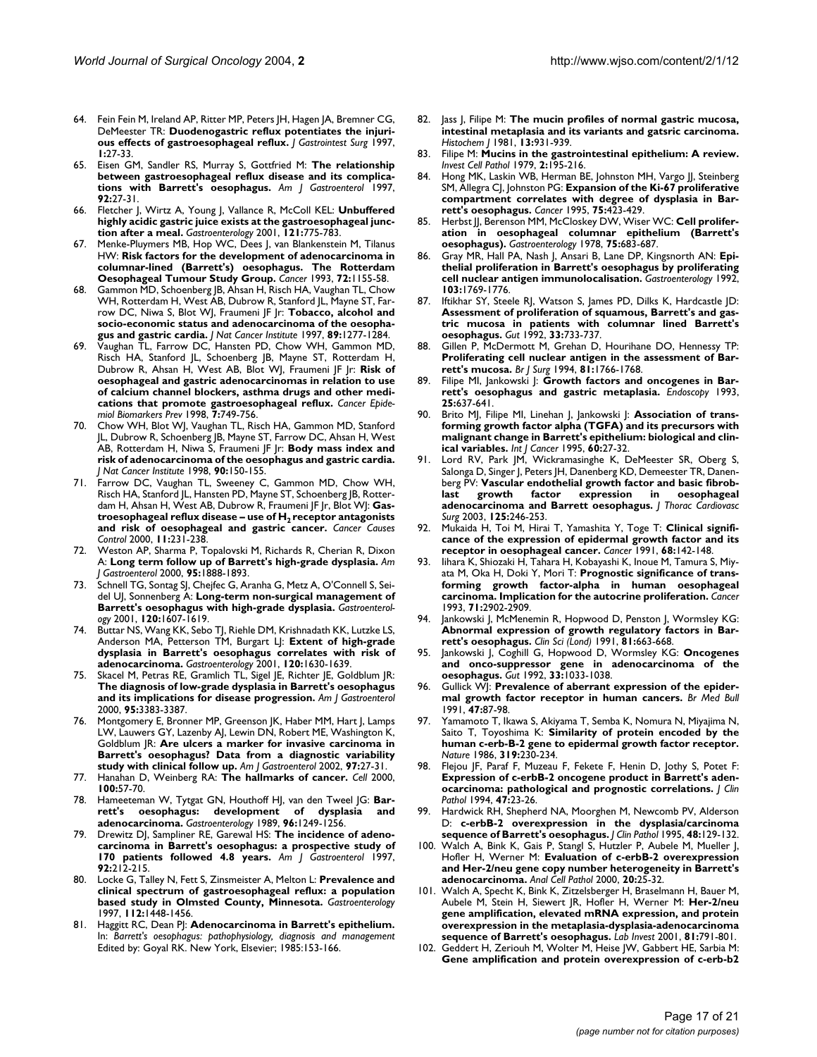64. Fein Fein M, Ireland AP, Ritter MP, Peters JH, Hagen JA, Bremner CG, DeMeester TR: **Duodenogastric reflux potentiates the injurious effects of gastroesophageal reflux.** *J Gastrointest Surg* 1997, **1:**27-33.
65. Eisen GM, Sandler RS, Murray S, Gottfried M: **The relationship between gastroesophageal reflux disease and its complications with Barrett's oesophagus.** *Am J Gastroenterol* 1997, **92:**27-31.
66. Fletcher J, Wirtz A, Young J, Vallance R, McColl KEL: **Unbuffered highly acidic gastric juice exists at the gastroesophageal junction after a meal.** *Gastroenterology* 2001, **121:**775-783.
67. Menke-Pluymers MB, Hop WC, Dees J, van Blankenstein M, Tilanus HW: **Risk factors for the development of adenocarcinoma in columnar-lined (Barrett's) oesophagus. The Rotterdam Oesophageal Tumour Study Group.** *Cancer* 1993, **72:**1155-58.
68. Gammon MD, Schoenberg JB, Ahsan H, Risch HA, Vaughan TL, Chow WH, Rotterdam H, West AB, Dubrow R, Stanford JL, Mayne ST, Farrow DC, Niwa S, Blot WJ, Fraumeni JF Jr: **Tobacco, alcohol and socio-economic status and adenocarcinoma of the oesophagus and gastric cardia.** *J Nat Cancer Institute* 1997, **89:**1277-1284.
69. Vaughan TL, Farrow DC, Hansten PD, Chow WH, Gammon MD, Risch HA, Stanford JL, Schoenberg JB, Mayne ST, Rotterdam H, Dubrow R, Ahsan H, West AB, Blot WJ, Fraumeni JF Jr: **Risk of oesophageal and gastric adenocarcinomas in relation to use of calcium channel blockers, asthma drugs and other medications that promote gastroesophageal reflux.** *Cancer Epidemiol Biomarkers Prev* 1998, **7:**749-756.
70. Chow WH, Blot WJ, Vaughan TL, Risch HA, Gammon MD, Stanford JL, Dubrow R, Schoenberg JB, Mayne ST, Farrow DC, Ahsan H, West AB, Rotterdam H, Niwa S, Fraumeni JF Jr: **Body mass index and risk of adenocarcinoma of the oesophagus and gastric cardia.** *J Nat Cancer Institute* 1998, **90:**150-155.
71. Farrow DC, Vaughan TL, Sweeney C, Gammon MD, Chow WH, Risch HA, Stanford JL, Hansten PD, Mayne ST, Schoenberg JB, Rotterdam H, Ahsan H, West AB, Dubrow R, Fraumeni JF Jr, Blot WJ: **Gastroesophageal reflux disease – use of $H_2$ receptor antagonists and risk of oesophageal and gastric cancer.** *Cancer Causes Control* 2000, **11:**231-238.
72. Weston AP, Sharma P, Topalovski M, Richards R, Cherian R, Dixon A: **Long term follow up of Barrett's high-grade dysplasia.** *Am J Gastroenterol* 2000, **95:**1888-1893.
73. Schnell TG, Sontag SJ, Chejfec G, Aranha G, Metz A, O'Connell S, Seidel UJ, Sonnenberg A: **Long-term non-surgical management of Barrett's oesophagus with high-grade dysplasia.** *Gastroenterology* 2001, **120:**1607-1619.
74. Buttar NS, Wang KK, Sebo TJ, Riehle DM, Krishnadath KK, Lutzke LS, Anderson MA, Petterson TM, Burgart LJ: **Extent of high-grade dysplasia in Barrett's oesophagus correlates with risk of adenocarcinoma.** *Gastroenterology* 2001, **120:**1630-1639.
75. Skacel M, Petras RE, Gramlich TL, Sigel JE, Richter JE, Goldblum JR: **The diagnosis of low-grade dysplasia in Barrett's oesophagus and its implications for disease progression.** *Am J Gastroenterol* 2000, **95:**3383-3387.
76. Montgomery E, Bronner MP, Greenson JK, Haber MM, Hart J, Lamps LW, Lauwers GY, Lazenby AJ, Lewin DN, Robert ME, Washington K, Goldblum JR: **Are ulcers a marker for invasive carcinoma in Barrett's oesophagus? Data from a diagnostic variability study with clinical follow up.** *Am J Gastroenterol* 2002, **97:**27-31.
77. Hanahan D, Weinberg RA: **The hallmarks of cancer.** *Cell* 2000, **100:**57-70.
78. Hameeteman W, Tytgat GN, Houthoff HJ, van den Tweel JG: **Barrett's oesophagus: development of dysplasia and adenocarcinoma.** *Gastroenterology* 1989, **96:**1249-1256.
79. Drewitz DJ, Sampliner RE, Garewal HS: **The incidence of adenocarcinoma in Barrett's oesophagus: a prospective study of 170 patients followed 4.8 years.** *Am J Gastroenterol* 1997, **92:**212-215.
80. Locke G, Talley N, Fett S, Zinsmeister A, Melton L: **Prevalence and clinical spectrum of gastroesophageal reflux: a population based study in Olmsted County, Minnesota.** *Gastroenterology* 1997, **112:**1448-1456.
81. Haggitt RC, Dean PJ: **Adenocarcinoma in Barrett's epithelium.** In: *Barrett's oesophagus: pathophysiology, diagnosis and management* Edited by: Goyal RK. New York, Elsevier; 1985:153-166.
82. Jass J, Filipe M: **The mucin profiles of normal gastric mucosa, intestinal metaplasia and its variants and gatsric carcinoma.** *Histochem J* 1981, **13:**931-939.
83. Filipe M: **Mucins in the gastrointestinal epithelium: A review.** *Invest Cell Pathol* 1979, **2:**195-216.
84. Hong MK, Laskin WB, Herman BE, Johnston MH, Vargo JJ, Steinberg SM, Allegra CJ, Johnston PG: **Expansion of the Ki-67 proliferative compartment correlates with degree of dysplasia in Barrett's oesophagus.** *Cancer* 1995, **75:**423-429.
85. Herbst JJ, Berenson MM, McCloskey DW, Wiser WC: **Cell proliferation in oesophageal columnar epithelium (Barrett's oesophagus).** *Gastroenterology* 1978, **75:**683-687.
86. Gray MR, Hall PA, Nash J, Ansari B, Lane DP, Kingsnorth AN: **Epithelial proliferation in Barrett's oesophagus by proliferating cell nuclear antigen immunolocalisation.** *Gastroenterology* 1992, **103:**1769-1776.
87. Iftikhar SY, Steele RJ, Watson S, James PD, Dilks K, Hardcastle JD: **Assessment of proliferation of squamous, Barrett's and gastric mucosa in patients with columnar lined Barrett's oesophagus.** *Gut* 1992, **33:**733-737.
88. Gillen P, McDermott M, Grehan D, Hourihane DO, Hennessy TP: **Proliferating cell nuclear antigen in the assessment of Barrett's mucosa.** *Br J Surg* 1994, **81:**1766-1768.
89. Filipe MI, Jankowski J: **Growth factors and oncogenes in Barrett's oesophagus and gastric metaplasia.** *Endoscopy* 1993, **25:**637-641.
90. Brito MJ, Filipe MI, Linehan J, Jankowski J: **Association of transforming growth factor alpha (TGFA) and its precursors with malignant change in Barrett's epithelium: biological and clinical variables.** *Int J Cancer* 1995, **60:**27-32.
91. Lord RV, Park JM, Wickramasinghe K, DeMeester SR, Oberg S, Salonga D, Singer J, Peters JH, Danenberg KD, Demeester TR, Danenberg PV: **Vascular endothelial growth factor and basic fibroblast growth factor expression in oesophageal adenocarcinoma and Barrett oesophagus.** *J Thorac Cardiovasc Surg* 2003, **125:**246-253.
92. Mukaida H, Toi M, Hirai T, Yamashita Y, Toge T: **Clinical significance of the expression of epidermal growth factor and its receptor in oesophageal cancer.** *Cancer* 1991, **68:**142-148.
93. Iihara K, Shiozaki H, Tahara H, Kobayashi K, Inoue M, Tamura S, Miyata M, Oka H, Doki Y, Mori T: **Prognostic significance of transforming growth factor-alpha in human oesophageal carcinoma. Implication for the autocrine proliferation.** *Cancer* 1993, **71:**2902-2909.
94. Jankowski J, McMenemin R, Hopwood D, Penston J, Wormsley KG: **Abnormal expression of growth regulatory factors in Barrett's oesophagus.** *Clin Sci (Lond)* 1991, **81:**663-668.
95. Jankowski J, Coghill G, Hopwood D, Wormsley KG: **Oncogenes and onco-suppressor gene in adenocarcinoma of the oesophagus.** *Gut* 1992, **33:**1033-1038.
96. Gullick WJ: **Prevalence of aberrant expression of the epidermal growth factor receptor in human cancers.** *Br Med Bull* 1991, **47:**87-98.
97. Yamamoto T, Ikawa S, Akiyama T, Semba K, Nomura N, Miyajima N, Saito T, Toyoshima K: **Similarity of protein encoded by the human c-erb-B-2 gene to epidermal growth factor receptor.** *Nature* 1986, **319:**230-234.
98. Flejou JF, Paraf F, Muzeau F, Fekete F, Henin D, Jothy S, Potet F: **Expression of c-erbB-2 oncogene product in Barrett's adenocarcinoma: pathological and prognostic correlations.** *J Clin Pathol* 1994, **47:**23-26.
99. Hardwick RH, Shepherd NA, Moorghen M, Newcomb PV, Alderson D: **c-erbB-2 overexpression in the dysplasia/carcinoma sequence of Barrett's oesophagus.** *J Clin Pathol* 1995, **48:**129-132.
100. Walch A, Bink K, Gais P, Stangl S, Hutzler P, Aubele M, Mueller J, Hofler H, Werner M: **Evaluation of c-erbB-2 overexpression and Her-2/neu gene copy number heterogeneity in Barrett's adenocarcinoma.** *Anal Cell Pathol* 2000, **20:**25-32.
101. Walch A, Specht K, Bink K, Zitzelsberger H, Braselmann H, Bauer M, Aubele M, Stein H, Siewert JR, Hofler H, Werner M: **Her-2/neu gene amplification, elevated mRNA expression, and protein overexpression in the metaplasia-dysplasia-adenocarcinoma sequence of Barrett's oesophagus.** *Lab Invest* 2001, **81:**791-801.
102. Geddert H, Zeriouh M, Wolter M, Heise JW, Gabbert HE, Sarbia M: **Gene amplification and protein overexpression of c-erb-b2**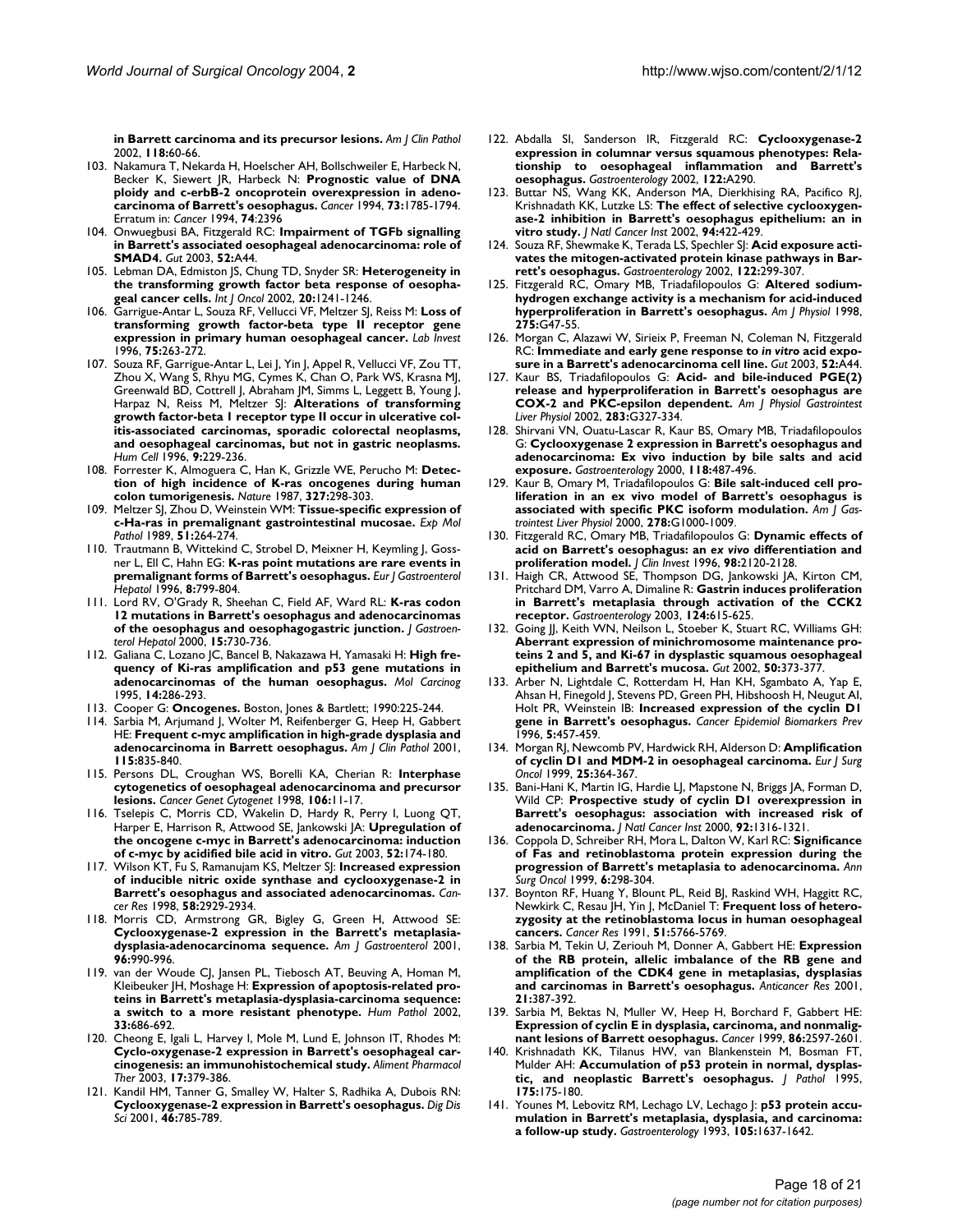**in Barrett carcinoma and its precursor lesions.** *Am J Clin Pathol* 2002, **118:**60-66.

103. Nakamura T, Nekarda H, Hoelscher AH, Bollschweiler E, Harbeck N, Becker K, Siewert JR, Harbeck N: **Prognostic value of DNA ploidy and c-erbB-2 oncoprotein overexpression in adenocarcinoma of Barrett's oesophagus.** *Cancer* 1994, **73:**1785-1794. Erratum in: *Cancer* 1994, **74**:2396
104. Onwuegbusi BA, Fitzgerald RC: **Impairment of TGFb signalling in Barrett's associated oesophageal adenocarcinoma: role of SMAD4.** *Gut* 2003, **52:**A44.
105. Lebman DA, Edmiston JS, Chung TD, Snyder SR: **Heterogeneity in the transforming growth factor beta response of oesophageal cancer cells.** *Int J Oncol* 2002, **20:**1241-1246.
106. Garrigue-Antar L, Souza RF, Vellucci VF, Meltzer SJ, Reiss M: **Loss of transforming growth factor-beta type II receptor gene expression in primary human oesophageal cancer.** *Lab Invest* 1996, **75:**263-272.
107. Souza RF, Garrigue-Antar L, Lei J, Yin J, Appel R, Vellucci VF, Zou TT, Zhou X, Wang S, Rhyu MG, Cymes K, Chan O, Park WS, Krasna MJ, Greenwald BD, Cottrell J, Abraham JM, Simms L, Leggett B, Young J, Harpaz N, Reiss M, Meltzer SJ: **Alterations of transforming growth factor-beta 1 receptor type II occur in ulcerative colitis-associated carcinomas, sporadic colorectal neoplasms, and oesophageal carcinomas, but not in gastric neoplasms.** *Hum Cell* 1996, **9:**229-236.
108. Forrester K, Almoguera C, Han K, Grizzle WE, Perucho M: **Detection of high incidence of K-ras oncogenes during human colon tumorigenesis.** *Nature* 1987, **327:**298-303.
109. Meltzer SJ, Zhou D, Weinstein WM: **Tissue-specific expression of c-Ha-ras in premalignant gastrointestinal mucosae.** *Exp Mol Pathol* 1989, **51:**264-274.
110. Trautmann B, Wittekind C, Strobel D, Meixner H, Keymling J, Gossner L, Ell C, Hahn EG: **K-ras point mutations are rare events in premalignant forms of Barrett's oesophagus.** *Eur J Gastroenterol Hepatol* 1996, **8:**799-804.
111. Lord RV, O'Grady R, Sheehan C, Field AF, Ward RL: **K-ras codon 12 mutations in Barrett's oesophagus and adenocarcinomas of the oesophagus and oesophagogastric junction.** *J Gastroenterol Hepatol* 2000, **15:**730-736.
112. Galiana C, Lozano JC, Bancel B, Nakazawa H, Yamasaki H: **High frequency of Ki-ras amplification and p53 gene mutations in adenocarcinomas of the human oesophagus.** *Mol Carcinog* 1995, **14:**286-293.
113. Cooper G: **Oncogenes.** Boston, Jones & Bartlett; 1990:225-244.
114. Sarbia M, Arjumand J, Wolter M, Reifenberger G, Heep H, Gabbert HE: **Frequent c-myc amplification in high-grade dysplasia and adenocarcinoma in Barrett oesophagus.** *Am J Clin Pathol* 2001, **115:**835-840.
115. Persons DL, Croughan WS, Borelli KA, Cherian R: **Interphase cytogenetics of oesophageal adenocarcinoma and precursor lesions.** *Cancer Genet Cytogenet* 1998, **106:**11-17.
116. Tselepis C, Morris CD, Wakelin D, Hardy R, Perry I, Luong QT, Harper E, Harrison R, Attwood SE, Jankowski JA: **Upregulation of the oncogene c-myc in Barrett's adenocarcinoma: induction of c-myc by acidified bile acid in vitro.** *Gut* 2003, **52:**174-180.
117. Wilson KT, Fu S, Ramanujam KS, Meltzer SJ: **Increased expression of inducible nitric oxide synthase and cyclooxygenase-2 in Barrett's oesophagus and associated adenocarcinomas.** *Cancer Res* 1998, **58:**2929-2934.
118. Morris CD, Armstrong GR, Bigley G, Green H, Attwood SE: **Cyclooxygenase-2 expression in the Barrett's metaplasia-dysplasia-adenocarcinoma sequence.** *Am J Gastroenterol* 2001, **96:**990-996.
119. van der Woude CJ, Jansen PL, Tiebosch AT, Beuving A, Homan M, Kleibeuker JH, Moshage H: **Expression of apoptosis-related proteins in Barrett's metaplasia-dysplasia-carcinoma sequence: a switch to a more resistant phenotype.** *Hum Pathol* 2002, **33:**686-692.
120. Cheong E, Igali L, Harvey I, Mole M, Lund E, Johnson IT, Rhodes M: **Cyclo-oxygenase-2 expression in Barrett's oesophageal carcinogenesis: an immunohistochemical study.** *Aliment Pharmacol Ther* 2003, **17:**379-386.
121. Kandil HM, Tanner G, Smalley W, Halter S, Radhika A, Dubois RN: **Cyclooxygenase-2 expression in Barrett's oesophagus.** *Dig Dis Sci* 2001, **46:**785-789.
122. Abdalla SI, Sanderson IR, Fitzgerald RC: **Cyclooxygenase-2 expression in columnar versus squamous phenotypes: Relationship to oesophageal inflammation and Barrett's oesophagus.** *Gastroenterology* 2002, **122:**A290.
123. Buttar NS, Wang KK, Anderson MA, Dierkhising RA, Pacifico RJ, Krishnadath KK, Lutzke LS: **The effect of selective cyclooxygenase-2 inhibition in Barrett's oesophagus epithelium: an in vitro study.** *J Natl Cancer Inst* 2002, **94:**422-429.
124. Souza RF, Shewmake K, Terada LS, Spechler SJ: **Acid exposure activates the mitogen-activated protein kinase pathways in Barrett's oesophagus.** *Gastroenterology* 2002, **122:**299-307.
125. Fitzgerald RC, Omary MB, Triadafilopoulos G: **Altered sodium-hydrogen exchange activity is a mechanism for acid-induced hyperproliferation in Barrett's oesophagus.** *Am J Physiol* 1998, **275:**G47-55.
126. Morgan C, Alazawi W, Sirieix P, Freeman N, Coleman N, Fitzgerald RC: **Immediate and early gene response to *in vitro* acid exposure in a Barrett's adenocarcinoma cell line.** *Gut* 2003, **52:**A44.
127. Kaur BS, Triadafilopoulos G: **Acid- and bile-induced PGE(2) release and hyperproliferation in Barrett's oesophagus are COX-2 and PKC-epsilon dependent.** *Am J Physiol Gastrointest Liver Physiol* 2002, **283:**G327-334.
128. Shirvani VN, Ouatu-Lascar R, Kaur BS, Omary MB, Triadafilopoulos G: **Cyclooxygenase 2 expression in Barrett's oesophagus and adenocarcinoma: Ex vivo induction by bile salts and acid exposure.** *Gastroenterology* 2000, **118:**487-496.
129. Kaur B, Omary M, Triadafilopoulos G: **Bile salt-induced cell proliferation in an ex vivo model of Barrett's oesophagus is associated with specific PKC isoform modulation.** *Am J Gastrointest Liver Physiol* 2000, **278:**G1000-1009.
130. Fitzgerald RC, Omary MB, Triadafilopoulos G: **Dynamic effects of acid on Barrett's oesophagus: an *ex vivo* differentiation and proliferation model.** *J Clin Invest* 1996, **98:**2120-2128.
131. Haigh CR, Attwood SE, Thompson DG, Jankowski JA, Kirton CM, Pritchard DM, Varro A, Dimaline R: **Gastrin induces proliferation in Barrett's metaplasia through activation of the CCK2 receptor.** *Gastroenterology* 2003, **124:**615-625.
132. Going JJ, Keith WN, Neilson L, Stoeber K, Stuart RC, Williams GH: **Aberrant expression of minichromosome maintenance proteins 2 and 5, and Ki-67 in dysplastic squamous oesophageal epithelium and Barrett's mucosa.** *Gut* 2002, **50:**373-377.
133. Arber N, Lightdale C, Rotterdam H, Han KH, Sgambato A, Yap E, Ahsan H, Finegold J, Stevens PD, Green PH, Hibshoosh H, Neugut AI, Holt PR, Weinstein IB: **Increased expression of the cyclin D1 gene in Barrett's oesophagus.** *Cancer Epidemiol Biomarkers Prev* 1996, **5:**457-459.
134. Morgan RJ, Newcomb PV, Hardwick RH, Alderson D: **Amplification of cyclin D1 and MDM-2 in oesophageal carcinoma.** *Eur J Surg Oncol* 1999, **25:**364-367.
135. Bani-Hani K, Martin IG, Hardie LJ, Mapstone N, Briggs JA, Forman D, Wild CP: **Prospective study of cyclin D1 overexpression in Barrett's oesophagus: association with increased risk of adenocarcinoma.** *J Natl Cancer Inst* 2000, **92:**1316-1321.
136. Coppola D, Schreiber RH, Mora L, Dalton W, Karl RC: **Significance of Fas and retinoblastoma protein expression during the progression of Barrett's metaplasia to adenocarcinoma.** *Ann Surg Oncol* 1999, **6:**298-304.
137. Boynton RF, Huang Y, Blount PL, Reid BJ, Raskind WH, Haggitt RC, Newkirk C, Resau JH, Yin J, McDaniel T: **Frequent loss of heterozygosity at the retinoblastoma locus in human oesophageal cancers.** *Cancer Res* 1991, **51:**5766-5769.
138. Sarbia M, Tekin U, Zeriouh M, Donner A, Gabbert HE: **Expression of the RB protein, allelic imbalance of the RB gene and amplification of the CDK4 gene in metaplasias, dysplasias and carcinomas in Barrett's oesophagus.** *Anticancer Res* 2001, **21:**387-392.
139. Sarbia M, Bektas N, Muller W, Heep H, Borchard F, Gabbert HE: **Expression of cyclin E in dysplasia, carcinoma, and nonmalignant lesions of Barrett oesophagus.** *Cancer* 1999, **86:**2597-2601.
140. Krishnadath KK, Tilanus HW, van Blankenstein M, Bosman FT, Mulder AH: **Accumulation of p53 protein in normal, dysplastic, and neoplastic Barrett's oesophagus.** *J Pathol* 1995, **175:**175-180.
141. Younes M, Lebovitz RM, Lechago LV, Lechago J: **p53 protein accumulation in Barrett's metaplasia, dysplasia, and carcinoma: a follow-up study.** *Gastroenterology* 1993, **105:**1637-1642.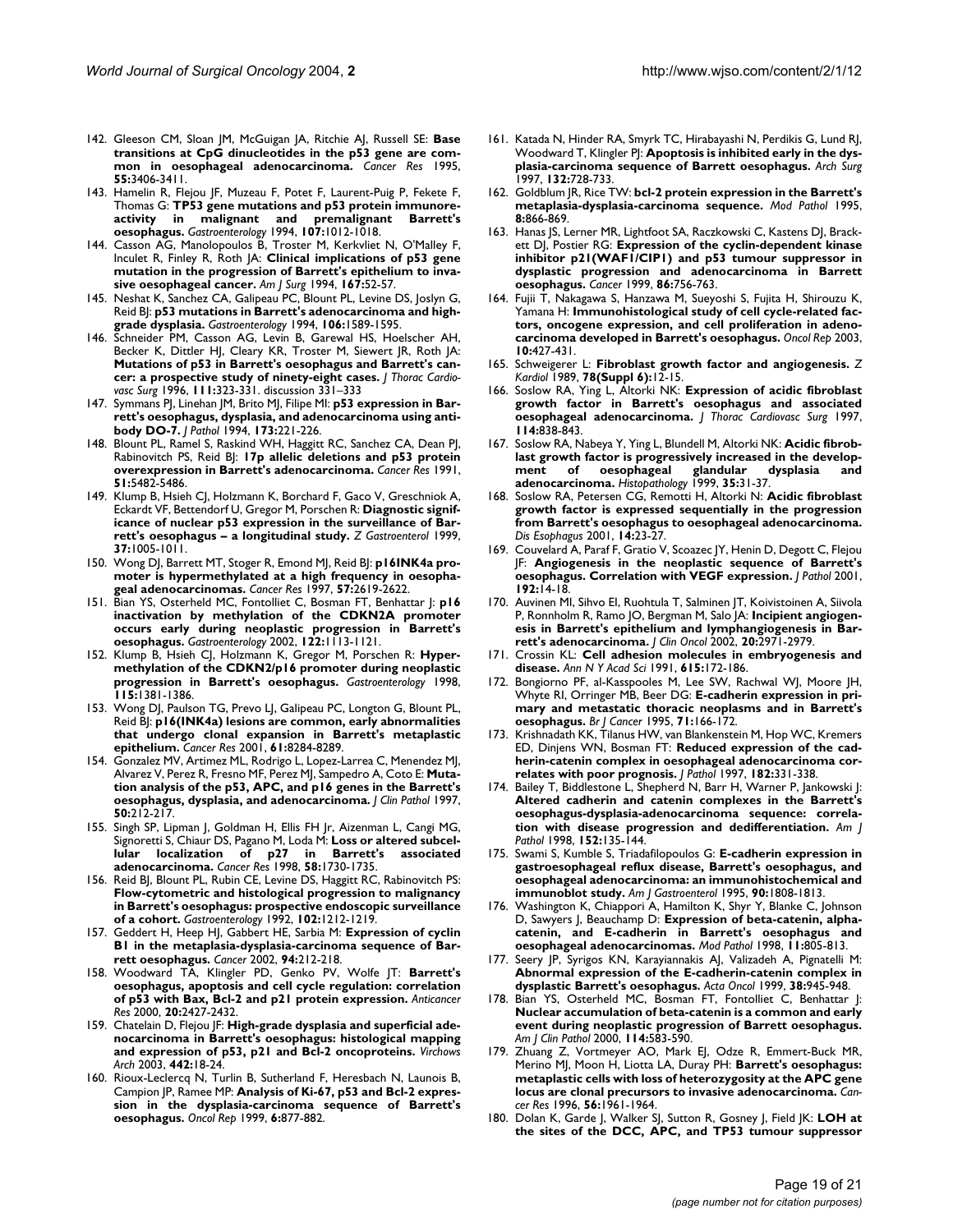142. Gleeson CM, Sloan JM, McGuigan JA, Ritchie AJ, Russell SE: **Base transitions at CpG dinucleotides in the p53 gene are common in oesophageal adenocarcinoma.** *Cancer Res* 1995, **55:**3406-3411.

143. Hamelin R, Flejou JF, Muzeau F, Potet F, Laurent-Puig P, Fekete F, Thomas G: **TP53 gene mutations and p53 protein immunoreactivity in malignant and premalignant Barrett's oesophagus.** *Gastroenterology* 1994, **107:**1012-1018.

144. Casson AG, Manolopoulos B, Troster M, Kerkvliet N, O'Malley F, Inculet R, Finley R, Roth JA: **Clinical implications of p53 gene mutation in the progression of Barrett's epithelium to invasive oesophageal cancer.** *Am J Surg* 1994, **167:**52-57.

145. Neshat K, Sanchez CA, Galipeau PC, Blount PL, Levine DS, Joslyn G, Reid BJ: **p53 mutations in Barrett's adenocarcinoma and high-grade dysplasia.** *Gastroenterology* 1994, **106:**1589-1595.

146. Schneider PM, Casson AG, Levin B, Garewal HS, Hoelscher AH, Becker K, Dittler HJ, Cleary KR, Troster M, Siewert JR, Roth JA: **Mutations of p53 in Barrett's oesophagus and Barrett's cancer: a prospective study of ninety-eight cases.** *J Thorac Cardiovasc Surg* 1996, **111:**323-331. discussion 331–333

147. Symmans PJ, Linehan JM, Brito MJ, Filipe MI: **p53 expression in Barrett's oesophagus, dysplasia, and adenocarcinoma using antibody DO-7.** *J Pathol* 1994, **173:**221-226.

148. Blount PL, Ramel S, Raskind WH, Haggitt RC, Sanchez CA, Dean PJ, Rabinovitch PS, Reid BJ: **17p allelic deletions and p53 protein overexpression in Barrett's adenocarcinoma.** *Cancer Res* 1991, **51:**5482-5486.

149. Klump B, Hsieh CJ, Holzmann K, Borchard F, Gaco V, Greschniok A, Eckardt VF, Bettendorf U, Gregor M, Porschen R: **Diagnostic significance of nuclear p53 expression in the surveillance of Barrett's oesophagus – a longitudinal study.** *Z Gastroenterol* 1999, **37:**1005-1011.

150. Wong DJ, Barrett MT, Stoger R, Emond MJ, Reid BJ: **p16INK4a promoter is hypermethylated at a high frequency in oesophageal adenocarcinomas.** *Cancer Res* 1997, **57:**2619-2622.

151. Bian YS, Osterheld MC, Fontolliet C, Bosman FT, Benhattar J: **p16 inactivation by methylation of the CDKN2A promoter occurs early during neoplastic progression in Barrett's oesophagus.** *Gastroenterology* 2002, **122:**1113-1121.

152. Klump B, Hsieh CJ, Holzmann K, Gregor M, Porschen R: **Hypermethylation of the CDKN2/p16 promoter during neoplastic progression in Barrett's oesophagus.** *Gastroenterology* 1998, **115:**1381-1386.

153. Wong DJ, Paulson TG, Prevo LJ, Galipeau PC, Longton G, Blount PL, Reid BJ: **p16(INK4a) lesions are common, early abnormalities that undergo clonal expansion in Barrett's metaplastic epithelium.** *Cancer Res* 2001, **61:**8284-8289.

154. Gonzalez MV, Artimez ML, Rodrigo L, Lopez-Larrea C, Menendez MJ, Alvarez V, Perez R, Fresno MF, Perez MJ, Sampedro A, Coto E: **Mutation analysis of the p53, APC, and p16 genes in the Barrett's oesophagus, dysplasia, and adenocarcinoma.** *J Clin Pathol* 1997, **50:**212-217.

155. Singh SP, Lipman J, Goldman H, Ellis FH Jr, Aizenman L, Cangi MG, Signoretti S, Chiaur DS, Pagano M, Loda M: **Loss or altered subcellular localization of p27 in Barrett's associated adenocarcinoma.** *Cancer Res* 1998, **58:**1730-1735.

156. Reid BJ, Blount PL, Rubin CE, Levine DS, Haggitt RC, Rabinovitch PS: **Flow-cytometric and histological progression to malignancy in Barrett's oesophagus: prospective endoscopic surveillance of a cohort.** *Gastroenterology* 1992, **102:**1212-1219.

157. Geddert H, Heep HJ, Gabbert HE, Sarbia M: **Expression of cyclin B1 in the metaplasia-dysplasia-carcinoma sequence of Barrett oesophagus.** *Cancer* 2002, **94:**212-218.

158. Woodward TA, Klingler PD, Genko PV, Wolfe JT: **Barrett's oesophagus, apoptosis and cell cycle regulation: correlation of p53 with Bax, Bcl-2 and p21 protein expression.** *Anticancer Res* 2000, **20:**2427-2432.

159. Chatelain D, Flejou JF: **High-grade dysplasia and superficial adenocarcinoma in Barrett's oesophagus: histological mapping and expression of p53, p21 and Bcl-2 oncoproteins.** *Virchows Arch* 2003, **442:**18-24.

160. Rioux-Leclercq N, Turlin B, Sutherland F, Heresbach N, Launois B, Campion JP, Ramee MP: **Analysis of Ki-67, p53 and Bcl-2 expression in the dysplasia-carcinoma sequence of Barrett's oesophagus.** *Oncol Rep* 1999, **6:**877-882.

161. Katada N, Hinder RA, Smyrk TC, Hirabayashi N, Perdikis G, Lund RJ, Woodward T, Klingler PJ: **Apoptosis is inhibited early in the dysplasia-carcinoma sequence of Barrett oesophagus.** *Arch Surg* 1997, **132:**728-733.

162. Goldblum JR, Rice TW: **bcl-2 protein expression in the Barrett's metaplasia-dysplasia-carcinoma sequence.** *Mod Pathol* 1995, **8:**866-869.

163. Hanas JS, Lerner MR, Lightfoot SA, Raczkowski C, Kastens DJ, Brackett DJ, Postier RG: **Expression of the cyclin-dependent kinase inhibitor p21(WAF1/CIP1) and p53 tumour suppressor in dysplastic progression and adenocarcinoma in Barrett oesophagus.** *Cancer* 1999, **86:**756-763.

164. Fujii T, Nakagawa S, Hanzawa M, Sueyoshi S, Fujita H, Shirouzu K, Yamana H: **Immunohistological study of cell cycle-related factors, oncogene expression, and cell proliferation in adenocarcinoma developed in Barrett's oesophagus.** *Oncol Rep* 2003, **10:**427-431.

165. Schweigerer L: **Fibroblast growth factor and angiogenesis.** *Z Kardiol* 1989, **78(Suppl 6):**12-15.

166. Soslow RA, Ying L, Altorki NK: **Expression of acidic fibroblast growth factor in Barrett's oesophagus and associated oesophageal adenocarcinoma.** *J Thorac Cardiovasc Surg* 1997, **114:**838-843.

167. Soslow RA, Nabeya Y, Ying L, Blundell M, Altorki NK: **Acidic fibroblast growth factor is progressively increased in the development of oesophageal glandular dysplasia and adenocarcinoma.** *Histopathology* 1999, **35:**31-37.

168. Soslow RA, Petersen CG, Remotti H, Altorki N: **Acidic fibroblast growth factor is expressed sequentially in the progression from Barrett's oesophagus to oesophageal adenocarcinoma.** *Dis Esophagus* 2001, **14:**23-27.

169. Couvelard A, Paraf F, Gratio V, Scoazec JY, Henin D, Degott C, Flejou JF: **Angiogenesis in the neoplastic sequence of Barrett's oesophagus. Correlation with VEGF expression.** *J Pathol* 2001, **192:**14-18.

170. Auvinen MI, Sihvo EI, Ruohtula T, Salminen JT, Koivistoinen A, Siivola P, Ronnholm R, Ramo JO, Bergman M, Salo JA: **Incipient angiogenesis in Barrett's epithelium and lymphangiogenesis in Barrett's adenocarcinoma.** *J Clin Oncol* 2002, **20:**2971-2979.

171. Crossin KL: **Cell adhesion molecules in embryogenesis and disease.** *Ann N Y Acad Sci* 1991, **615:**172-186.

172. Bongiorno PF, al-Kasspooles M, Lee SW, Rachwal WJ, Moore JH, Whyte RI, Orringer MB, Beer DG: **E-cadherin expression in primary and metastatic thoracic neoplasms and in Barrett's oesophagus.** *Br J Cancer* 1995, **71:**166-172.

173. Krishnadath KK, Tilanus HW, van Blankenstein M, Hop WC, Kremers ED, Dinjens WN, Bosman FT: **Reduced expression of the cadherin-catenin complex in oesophageal adenocarcinoma correlates with poor prognosis.** *J Pathol* 1997, **182:**331-338.

174. Bailey T, Biddlestone L, Shepherd N, Barr H, Warner P, Jankowski J: **Altered cadherin and catenin complexes in the Barrett's oesophagus-dysplasia-adenocarcinoma sequence: correlation with disease progression and dedifferentiation.** *Am J Pathol* 1998, **152:**135-144.

175. Swami S, Kumble S, Triadafilopoulos G: **E-cadherin expression in gastroesophageal reflux disease, Barrett's oesophagus, and oesophageal adenocarcinoma: an immunohistochemical and immunoblot study.** *Am J Gastroenterol* 1995, **90:**1808-1813.

176. Washington K, Chiappori A, Hamilton K, Shyr Y, Blanke C, Johnson D, Sawyers J, Beauchamp D: **Expression of beta-catenin, alpha-catenin, and E-cadherin in Barrett's oesophagus and oesophageal adenocarcinomas.** *Mod Pathol* 1998, **11:**805-813.

177. Seery JP, Syrigos KN, Karayiannakis AJ, Valizadeh A, Pignatelli M: **Abnormal expression of the E-cadherin-catenin complex in dysplastic Barrett's oesophagus.** *Acta Oncol* 1999, **38:**945-948.

178. Bian YS, Osterheld MC, Bosman FT, Fontolliet C, Benhattar J: **Nuclear accumulation of beta-catenin is a common and early event during neoplastic progression of Barrett oesophagus.** *Am J Clin Pathol* 2000, **114:**583-590.

179. Zhuang Z, Vortmeyer AO, Mark EJ, Odze R, Emmert-Buck MR, Merino MJ, Moon H, Liotta LA, Duray PH: **Barrett's oesophagus: metaplastic cells with loss of heterozygosity at the APC gene locus are clonal precursors to invasive adenocarcinoma.** *Cancer Res* 1996, **56:**1961-1964.

180. Dolan K, Garde J, Walker SJ, Sutton R, Gosney J, Field JK: **LOH at the sites of the DCC, APC, and TP53 tumour suppressor**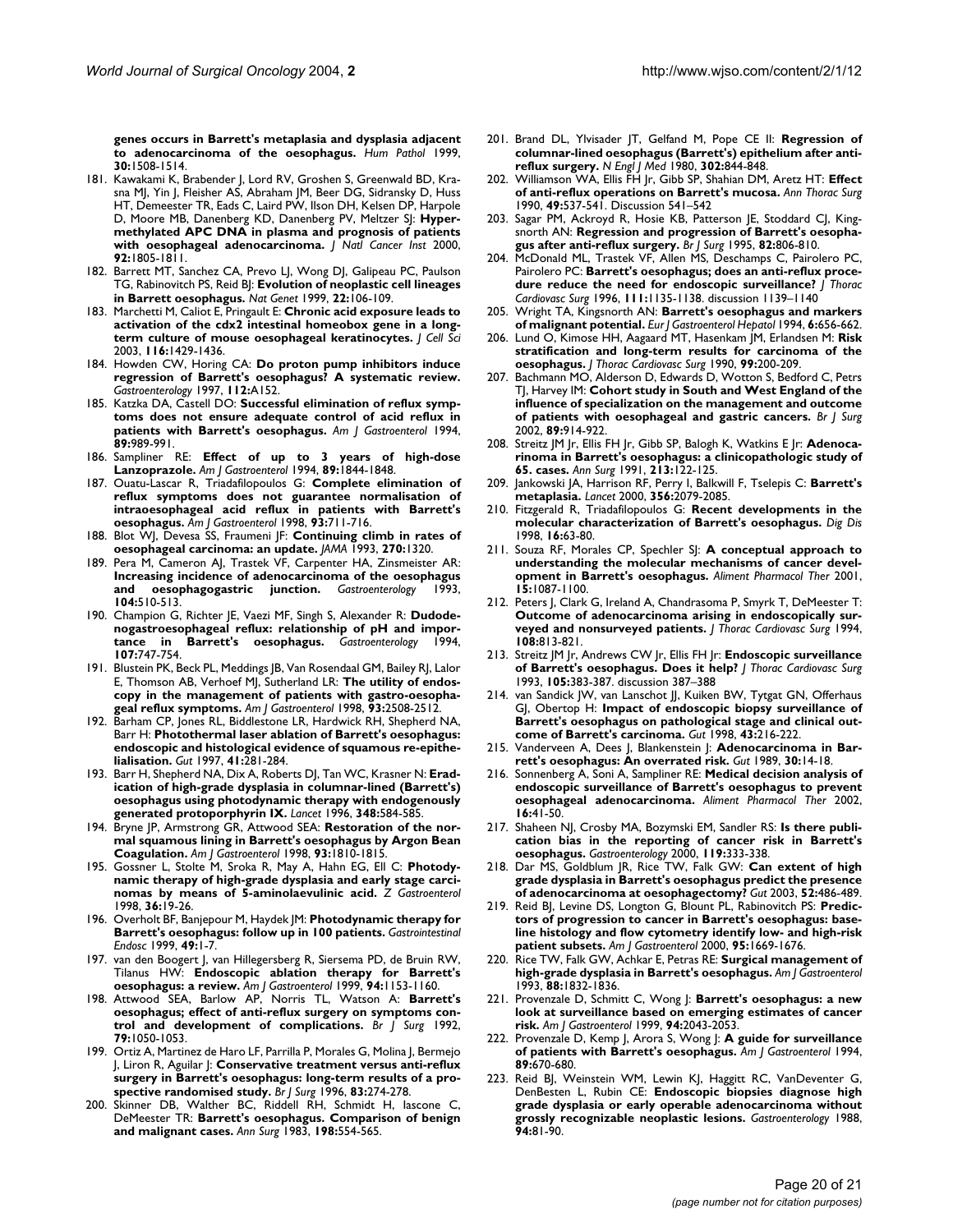**genes occurs in Barrett's metaplasia and dysplasia adjacent to adenocarcinoma of the oesophagus.** *Hum Pathol* 1999, **30:**1508-1514.

181. Kawakami K, Brabender J, Lord RV, Groshen S, Greenwald BD, Krasna MJ, Yin J, Fleisher AS, Abraham JM, Beer DG, Sidransky D, Huss HT, Demeester TR, Eads C, Laird PW, Ilson DH, Kelsen DP, Harpole D, Moore MB, Danenberg KD, Danenberg PV, Meltzer SJ: **Hypermethylated APC DNA in plasma and prognosis of patients with oesophageal adenocarcinoma.** *J Natl Cancer Inst* 2000, **92:**1805-1811.
182. Barrett MT, Sanchez CA, Prevo LJ, Wong DJ, Galipeau PC, Paulson TG, Rabinovitch PS, Reid BJ: **Evolution of neoplastic cell lineages in Barrett oesophagus.** *Nat Genet* 1999, **22:**106-109.
183. Marchetti M, Caliot E, Pringault E: **Chronic acid exposure leads to activation of the cdx2 intestinal homeobox gene in a long-term culture of mouse oesophageal keratinocytes.** *J Cell Sci* 2003, **116:**1429-1436.
184. Howden CW, Horing CA: **Do proton pump inhibitors induce regression of Barrett's oesophagus? A systematic review.** *Gastroenterology* 1997, **112:**A152.
185. Katzka DA, Castell DO: **Successful elimination of reflux symptoms does not ensure adequate control of acid reflux in patients with Barrett's oesophagus.** *Am J Gastroenterol* 1994, **89:**989-991.
186. Sampliner RE: **Effect of up to 3 years of high-dose Lanzoprazole.** *Am J Gastroenterol* 1994, **89:**1844-1848.
187. Ouatu-Lascar R, Triadafilopoulos G: **Complete elimination of reflux symptoms does not guarantee normalisation of intraoesophageal acid reflux in patients with Barrett's oesophagus.** *Am J Gastroenterol* 1998, **93:**711-716.
188. Blot WJ, Devesa SS, Fraumeni JF: **Continuing climb in rates of oesophageal carcinoma: an update.** *JAMA* 1993, **270:**1320.
189. Pera M, Cameron AJ, Trastek VF, Carpenter HA, Zinsmeister AR: **Increasing incidence of adenocarcinoma of the oesophagus and oesophagogastric junction.** *Gastroenterology* 1993, **104:**510-513.
190. Champion G, Richter JE, Vaezi MF, Singh S, Alexander R: **Duodenogastroesophageal reflux: relationship of pH and importance in Barrett's oesophagus.** *Gastroenterology* 1994, **107:**747-754.
191. Blustein PK, Beck PL, Meddings JB, Van Rosendaal GM, Bailey RJ, Lalor E, Thomson AB, Verhoef MJ, Sutherland LR: **The utility of endoscopy in the management of patients with gastro-oesophageal reflux symptoms.** *Am J Gastroenterol* 1998, **93:**2508-2512.
192. Barham CP, Jones RL, Biddlestone LR, Hardwick RH, Shepherd NA, Barr H: **Photothermal laser ablation of Barrett's oesophagus: endoscopic and histological evidence of squamous re-epithelialisation.** *Gut* 1997, **41:**281-284.
193. Barr H, Shepherd NA, Dix A, Roberts DJ, Tan WC, Krasner N: **Eradication of high-grade dysplasia in columnar-lined (Barrett's) oesophagus using photodynamic therapy with endogenously generated protoporphyrin IX.** *Lancet* 1996, **348:**584-585.
194. Bryne JP, Armstrong GR, Attwood SEA: **Restoration of the normal squamous lining in Barrett's oesophagus by Argon Bean Coagulation.** *Am J Gastroenterol* 1998, **93:**1810-1815.
195. Gossner L, Stolte M, Sroka R, May A, Hahn EG, Ell C: **Photodynamic therapy of high-grade dysplasia and early stage carcinomas by means of 5-aminolaevulinic acid.** *Z Gastroenterol* 1998, **36:**19-26.
196. Overholt BF, Banjepour M, Haydek JM: **Photodynamic therapy for Barrett's oesophagus: follow up in 100 patients.** *Gastrointestinal Endosc* 1999, **49:**1-7.
197. van den Boogert J, van Hillegersberg R, Siersema PD, de Bruin RW, Tilanus HW: **Endoscopic ablation therapy for Barrett's oesophagus: a review.** *Am J Gastroenterol* 1999, **94:**1153-1160.
198. Attwood SEA, Barlow AP, Norris TL, Watson A: **Barrett's oesophagus; effect of anti-reflux surgery on symptoms control and development of complications.** *Br J Surg* 1992, **79:**1050-1053.
199. Ortiz A, Martinez de Haro LF, Parrilla P, Morales G, Molina J, Bermejo J, Liron R, Aguilar J: **Conservative treatment versus anti-reflux surgery in Barrett's oesophagus: long-term results of a prospective randomised study.** *Br J Surg* 1996, **83:**274-278.
200. Skinner DB, Walther BC, Riddell RH, Schmidt H, Iascone C, DeMeester TR: **Barrett's oesophagus. Comparison of benign and malignant cases.** *Ann Surg* 1983, **198:**554-565.
201. Brand DL, Ylvisader JT, Gelfand M, Pope CE II: **Regression of columnar-lined oesophagus (Barrett's) epithelium after anti-reflux surgery.** *N Engl J Med* 1980, **302:**844-848.
202. Williamson WA, Ellis FH Jr, Gibb SP, Shahian DM, Aretz HT: **Effect of anti-reflux operations on Barrett's mucosa.** *Ann Thorac Surg* 1990, **49:**537-541. Discussion 541–542
203. Sagar PM, Ackroyd R, Hosie KB, Patterson JE, Stoddard CJ, Kingsnorth AN: **Regression and progression of Barrett's oesophagus after anti-reflux surgery.** *Br J Surg* 1995, **82:**806-810.
204. McDonald ML, Trastek VF, Allen MS, Deschamps C, Pairolero PC, Pairolero PC: **Barrett's oesophagus; does an anti-reflux procedure reduce the need for endoscopic surveillance?** *J Thorac Cardiovasc Surg* 1996, **111:**1135-1138. discussion 1139–1140
205. Wright TA, Kingsnorth AN: **Barrett's oesophagus and markers of malignant potential.** *Eur J Gastroenterol Hepatol* 1994, **6:**656-662.
206. Lund O, Kimose HH, Aagaard MT, Hasenkam JM, Erlandsen M: **Risk stratification and long-term results for carcinoma of the oesophagus.** *J Thorac Cardiovasc Surg* 1990, **99:**200-209.
207. Bachmann MO, Alderson D, Edwards D, Wotton S, Bedford C, Petrs TJ, Harvey IM: **Cohort study in South and West England of the influence of specialization on the management and outcome of patients with oesophageal and gastric cancers.** *Br J Surg* 2002, **89:**914-922.
208. Streitz JM Jr, Ellis FH Jr, Gibb SP, Balogh K, Watkins E Jr: **Adenocarinoma in Barrett's oesophagus: a clinicopathologic study of 65. cases.** *Ann Surg* 1991, **213:**122-125.
209. Jankowski JA, Harrison RF, Perry I, Balkwill F, Tselepis C: **Barrett's metaplasia.** *Lancet* 2000, **356:**2079-2085.
210. Fitzgerald R, Triadafilopoulos G: **Recent developments in the molecular characterization of Barrett's oesophagus.** *Dig Dis* 1998, **16:**63-80.
211. Souza RF, Morales CP, Spechler SJ: **A conceptual approach to understanding the molecular mechanisms of cancer development in Barrett's oesophagus.** *Aliment Pharmacol Ther* 2001, **15:**1087-1100.
212. Peters J, Clark G, Ireland A, Chandrasoma P, Smyrk T, DeMeester T: **Outcome of adenocarcinoma arising in endoscopically surveyed and nonsurveyed patients.** *J Thorac Cardiovasc Surg* 1994, **108:**813-821.
213. Streitz JM Jr, Andrews CW Jr, Ellis FH Jr: **Endoscopic surveillance of Barrett's oesophagus. Does it help?** *J Thorac Cardiovasc Surg* 1993, **105:**383-387. discussion 387–388
214. van Sandick JW, van Lanschot JJ, Kuiken BW, Tytgat GN, Offerhaus GJ, Obertop H: **Impact of endoscopic biopsy surveillance of Barrett's oesophagus on pathological stage and clinical outcome of Barrett's carcinoma.** *Gut* 1998, **43:**216-222.
215. Vanderveen A, Dees J, Blankenstein J: **Adenocarcinoma in Barrett's oesophagus: An overrated risk.** *Gut* 1989, **30:**14-18.
216. Sonnenberg A, Soni A, Sampliner RE: **Medical decision analysis of endoscopic surveillance of Barrett's oesophagus to prevent oesophageal adenocarcinoma.** *Aliment Pharmacol Ther* 2002, **16:**41-50.
217. Shaheen NJ, Crosby MA, Bozymski EM, Sandler RS: **Is there publication bias in the reporting of cancer risk in Barrett's oesophagus.** *Gastroenterology* 2000, **119:**333-338.
218. Dar MS, Goldblum JR, Rice TW, Falk GW: **Can extent of high grade dysplasia in Barrett's oesophagus predict the presence of adenocarcinoma at oesophagectomy?** *Gut* 2003, **52:**486-489.
219. Reid BJ, Levine DS, Longton G, Blount PL, Rabinovitch PS: **Predictors of progression to cancer in Barrett's oesophagus: baseline histology and flow cytometry identify low- and high-risk patient subsets.** *Am J Gastroenterol* 2000, **95:**1669-1676.
220. Rice TW, Falk GW, Achkar E, Petras RE: **Surgical management of high-grade dysplasia in Barrett's oesophagus.** *Am J Gastroenterol* 1993, **88:**1832-1836.
221. Provenzale D, Schmitt C, Wong J: **Barrett's oesophagus: a new look at surveillance based on emerging estimates of cancer risk.** *Am J Gastroenterol* 1999, **94:**2043-2053.
222. Provenzale D, Kemp J, Arora S, Wong J: **A guide for surveillance of patients with Barrett's oesophagus.** *Am J Gastroenterol* 1994, **89:**670-680.
223. Reid BJ, Weinstein WM, Lewin KJ, Haggitt RC, VanDeventer G, DenBesten L, Rubin CE: **Endoscopic biopsies diagnose high grade dysplasia or early operable adenocarcinoma without grossly recognizable neoplastic lesions.** *Gastroenterology* 1988, **94:**81-90.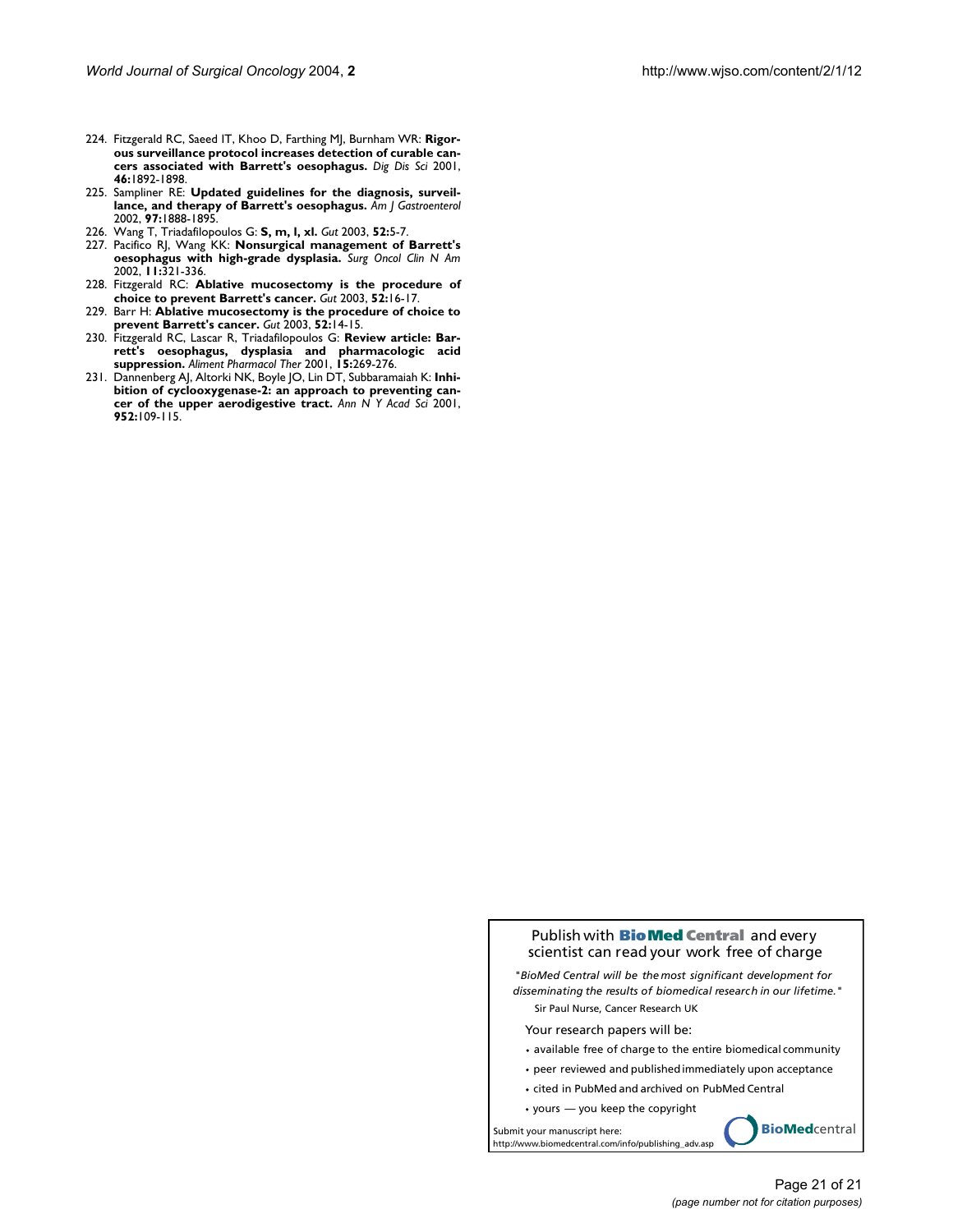224. Fitzgerald RC, Saeed IT, Khoo D, Farthing MJ, Burnham WR: **Rigorous surveillance protocol increases detection of curable cancers associated with Barrett's oesophagus.** *Dig Dis Sci* 2001, **46:**1892-1898.
225. Sampliner RE: **Updated guidelines for the diagnosis, surveillance, and therapy of Barrett's oesophagus.** *Am J Gastroenterol* 2002, **97:**1888-1895.
226. Wang T, Triadafilopoulos G: **S, m, l, xl.** *Gut* 2003, **52:**5-7.
227. Pacifico RJ, Wang KK: **Nonsurgical management of Barrett's oesophagus with high-grade dysplasia.** *Surg Oncol Clin N Am* 2002, **11:**321-336.
228. Fitzgerald RC: **Ablative mucosectomy is the procedure of choice to prevent Barrett's cancer.** *Gut* 2003, **52:**16-17.
229. Barr H: **Ablative mucosectomy is the procedure of choice to prevent Barrett's cancer.** *Gut* 2003, **52:**14-15.
230. Fitzgerald RC, Lascar R, Triadafilopoulos G: **Review article: Barrett's oesophagus, dysplasia and pharmacologic acid suppression.** *Aliment Pharmacol Ther* 2001, **15:**269-276.
231. Dannenberg AJ, Altorki NK, Boyle JO, Lin DT, Subbaramaiah K: **Inhibition of cyclooxygenase-2: an approach to preventing cancer of the upper aerodigestive tract.** *Ann N Y Acad Sci* 2001, **952:**109-115.

Publish with **BioMed Central** and every scientist can read your work free of charge

*"BioMed Central will be the most significant development for disseminating the results of biomedical research in our lifetime."*

Sir Paul Nurse, Cancer Research UK

Your research papers will be:

- available free of charge to the entire biomedical community
- peer reviewed and published immediately upon acceptance
- cited in PubMed and archived on PubMed Central
- yours — you keep the copyright

Submit your manuscript here:
http://www.biomedcentral.com/info/publishing_adv.asp

**BioMed**central